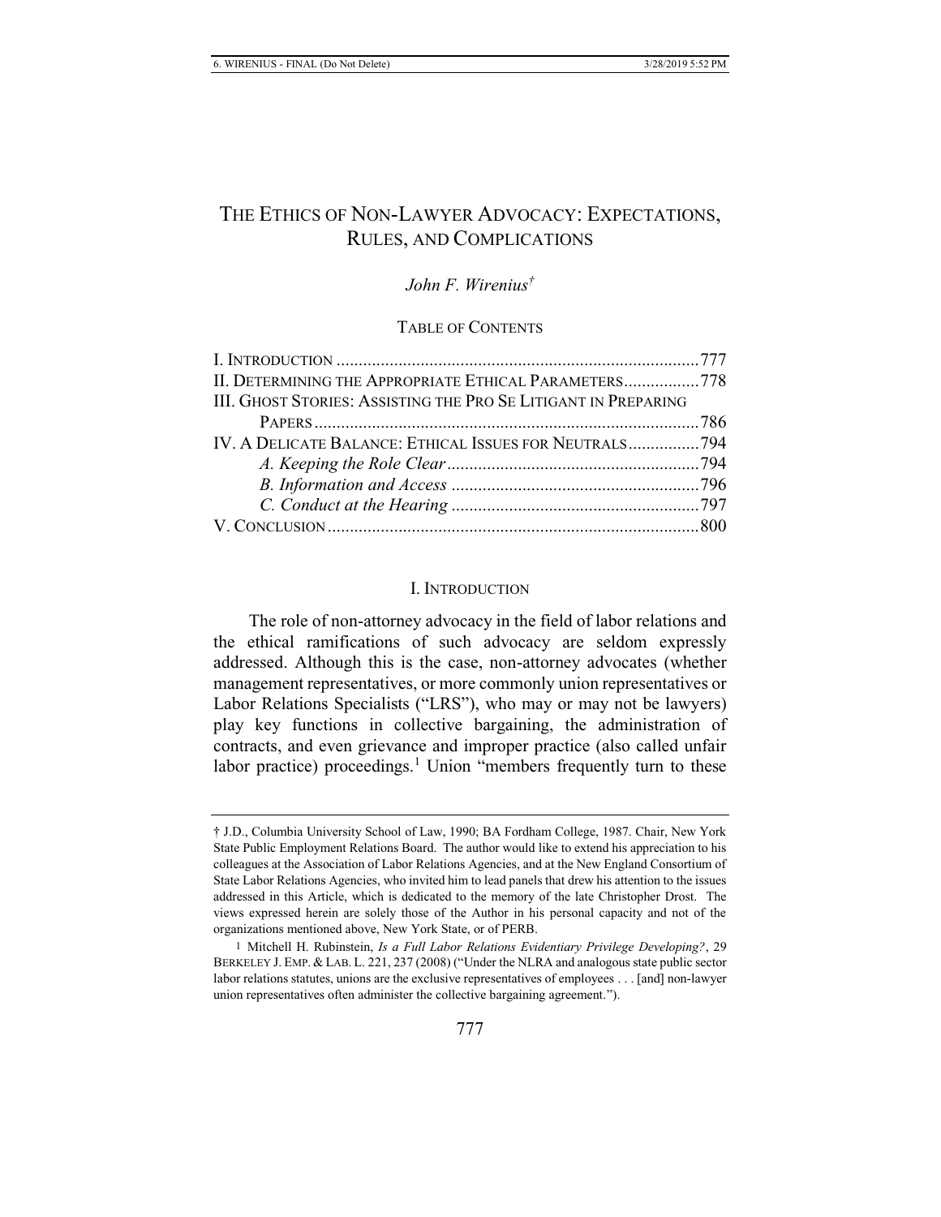# THE ETHICS OF NON-LAWYER ADVOCACY: EXPECTATIONS, RULES, AND COMPLICATIONS

*John F. Wirenius*†

TABLE OF CONTENTS

| | |
|---|---|
| I. INTRODUCTION | 777 |
| II. DETERMINING THE APPROPRIATE ETHICAL PARAMETERS | 778 |
| III. GHOST STORIES: ASSISTING THE PRO SE LITIGANT IN PREPARING PAPERS | 786 |
| IV. A DELICATE BALANCE: ETHICAL ISSUES FOR NEUTRALS | 794 |
| *A. Keeping the Role Clear* | 794 |
| *B. Information and Access* | 796 |
| *C. Conduct at the Hearing* | 797 |
| V. CONCLUSION | 800 |

## I. INTRODUCTION

The role of non-attorney advocacy in the field of labor relations and the ethical ramifications of such advocacy are seldom expressly addressed. Although this is the case, non-attorney advocates (whether management representatives, or more commonly union representatives or Labor Relations Specialists ("LRS"), who may or may not be lawyers) play key functions in collective bargaining, the administration of contracts, and even grievance and improper practice (also called unfair labor practice) proceedings.[1] Union "members frequently turn to these

---

† J.D., Columbia University School of Law, 1990; BA Fordham College, 1987. Chair, New York State Public Employment Relations Board. The author would like to extend his appreciation to his colleagues at the Association of Labor Relations Agencies, and at the New England Consortium of State Labor Relations Agencies, who invited him to lead panels that drew his attention to the issues addressed in this Article, which is dedicated to the memory of the late Christopher Drost. The views expressed herein are solely those of the Author in his personal capacity and not of the organizations mentioned above, New York State, or of PERB.

1 Mitchell H. Rubinstein, *Is a Full Labor Relations Evidentiary Privilege Developing?*, 29 BERKELEY J. EMP. & LAB. L. 221, 237 (2008) ("Under the NLRA and analogous state public sector labor relations statutes, unions are the exclusive representatives of employees . . . [and] non-lawyer union representatives often administer the collective bargaining agreement.").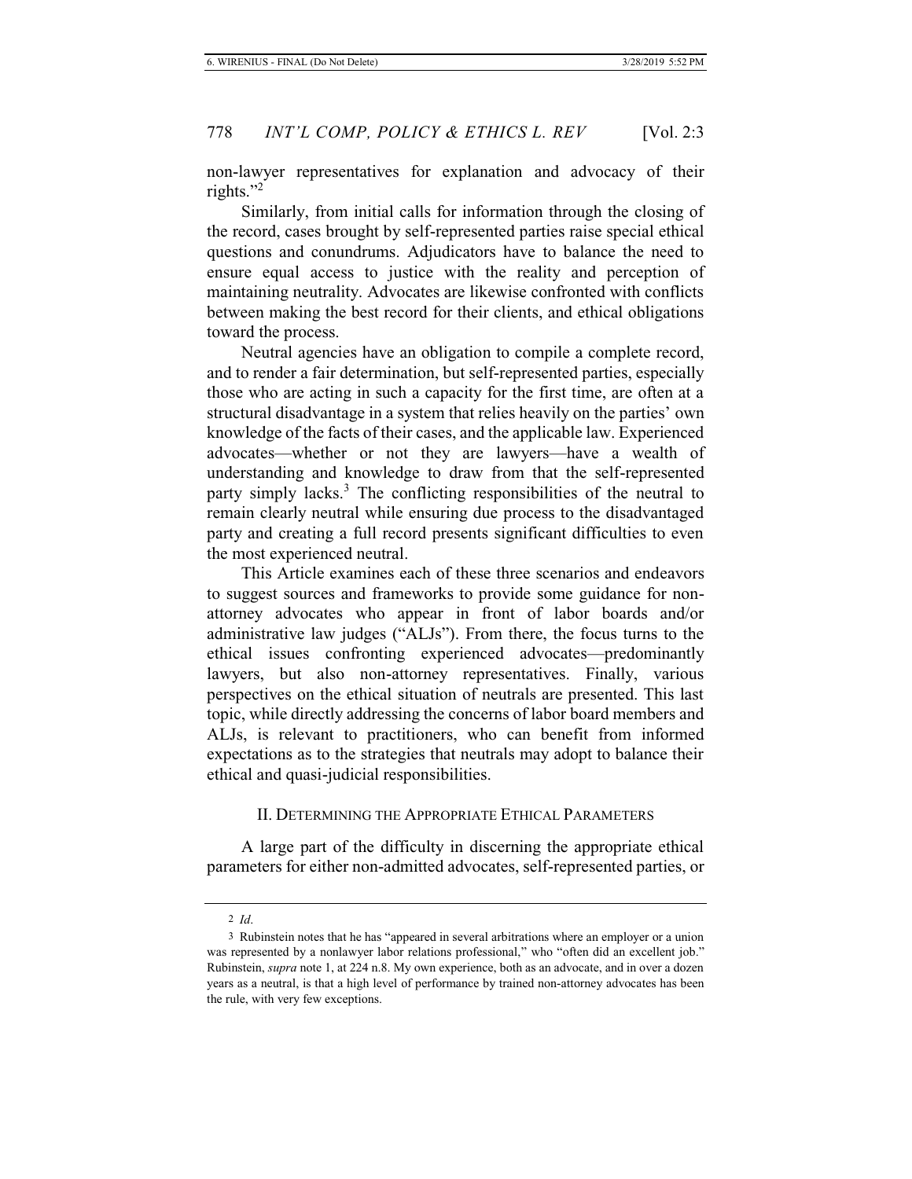non-lawyer representatives for explanation and advocacy of their rights."[2]

Similarly, from initial calls for information through the closing of the record, cases brought by self-represented parties raise special ethical questions and conundrums. Adjudicators have to balance the need to ensure equal access to justice with the reality and perception of maintaining neutrality. Advocates are likewise confronted with conflicts between making the best record for their clients, and ethical obligations toward the process.

Neutral agencies have an obligation to compile a complete record, and to render a fair determination, but self-represented parties, especially those who are acting in such a capacity for the first time, are often at a structural disadvantage in a system that relies heavily on the parties' own knowledge of the facts of their cases, and the applicable law. Experienced advocates—whether or not they are lawyers—have a wealth of understanding and knowledge to draw from that the self-represented party simply lacks.[3] The conflicting responsibilities of the neutral to remain clearly neutral while ensuring due process to the disadvantaged party and creating a full record presents significant difficulties to even the most experienced neutral.

This Article examines each of these three scenarios and endeavors to suggest sources and frameworks to provide some guidance for non-attorney advocates who appear in front of labor boards and/or administrative law judges ("ALJs"). From there, the focus turns to the ethical issues confronting experienced advocates—predominantly lawyers, but also non-attorney representatives. Finally, various perspectives on the ethical situation of neutrals are presented. This last topic, while directly addressing the concerns of labor board members and ALJs, is relevant to practitioners, who can benefit from informed expectations as to the strategies that neutrals may adopt to balance their ethical and quasi-judicial responsibilities.

## II. Determining the Appropriate Ethical Parameters

A large part of the difficulty in discerning the appropriate ethical parameters for either non-admitted advocates, self-represented parties, or

---

2 *Id*.

3 Rubinstein notes that he has "appeared in several arbitrations where an employer or a union was represented by a nonlawyer labor relations professional," who "often did an excellent job." Rubinstein, *supra* note 1, at 224 n.8. My own experience, both as an advocate, and in over a dozen years as a neutral, is that a high level of performance by trained non-attorney advocates has been the rule, with very few exceptions.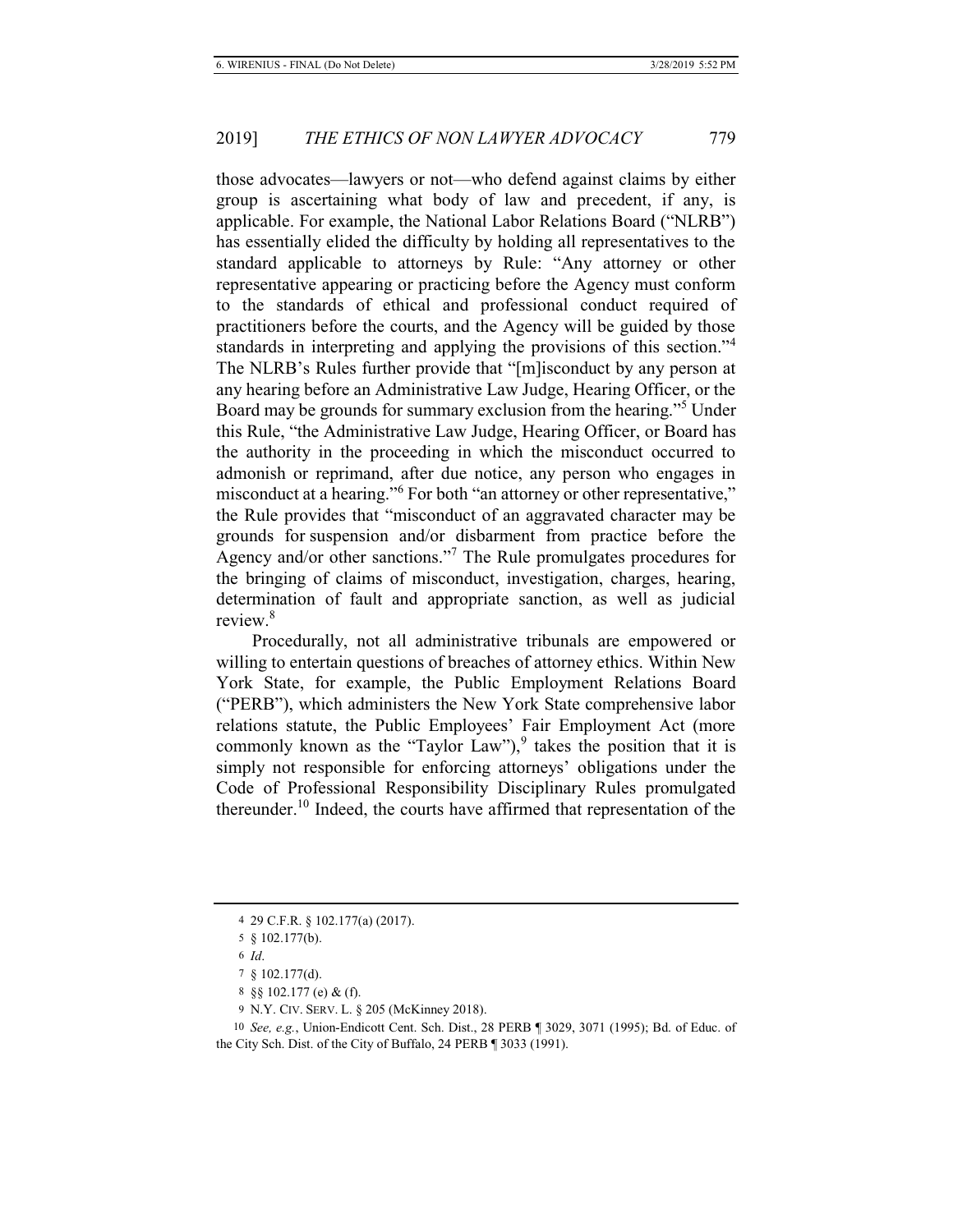those advocates—lawyers or not—who defend against claims by either group is ascertaining what body of law and precedent, if any, is applicable. For example, the National Labor Relations Board ("NLRB") has essentially elided the difficulty by holding all representatives to the standard applicable to attorneys by Rule: "Any attorney or other representative appearing or practicing before the Agency must conform to the standards of ethical and professional conduct required of practitioners before the courts, and the Agency will be guided by those standards in interpreting and applying the provisions of this section."[4] The NLRB's Rules further provide that "[m]isconduct by any person at any hearing before an Administrative Law Judge, Hearing Officer, or the Board may be grounds for summary exclusion from the hearing."[5] Under this Rule, "the Administrative Law Judge, Hearing Officer, or Board has the authority in the proceeding in which the misconduct occurred to admonish or reprimand, after due notice, any person who engages in misconduct at a hearing."[6] For both "an attorney or other representative," the Rule provides that "misconduct of an aggravated character may be grounds for suspension and/or disbarment from practice before the Agency and/or other sanctions."[7] The Rule promulgates procedures for the bringing of claims of misconduct, investigation, charges, hearing, determination of fault and appropriate sanction, as well as judicial review.[8]

Procedurally, not all administrative tribunals are empowered or willing to entertain questions of breaches of attorney ethics. Within New York State, for example, the Public Employment Relations Board ("PERB"), which administers the New York State comprehensive labor relations statute, the Public Employees' Fair Employment Act (more commonly known as the "Taylor Law"),[9] takes the position that it is simply not responsible for enforcing attorneys' obligations under the Code of Professional Responsibility Disciplinary Rules promulgated thereunder.[10] Indeed, the courts have affirmed that representation of the

---

4 29 C.F.R. § 102.177(a) (2017).

5 § 102.177(b).

6 *Id*.

7 § 102.177(d).

8 §§ 102.177 (e) & (f).

9 N.Y. CIV. SERV. L. § 205 (McKinney 2018).

10 *See, e.g.*, Union-Endicott Cent. Sch. Dist., 28 PERB ¶ 3029, 3071 (1995); Bd. of Educ. of the City Sch. Dist. of the City of Buffalo, 24 PERB ¶ 3033 (1991).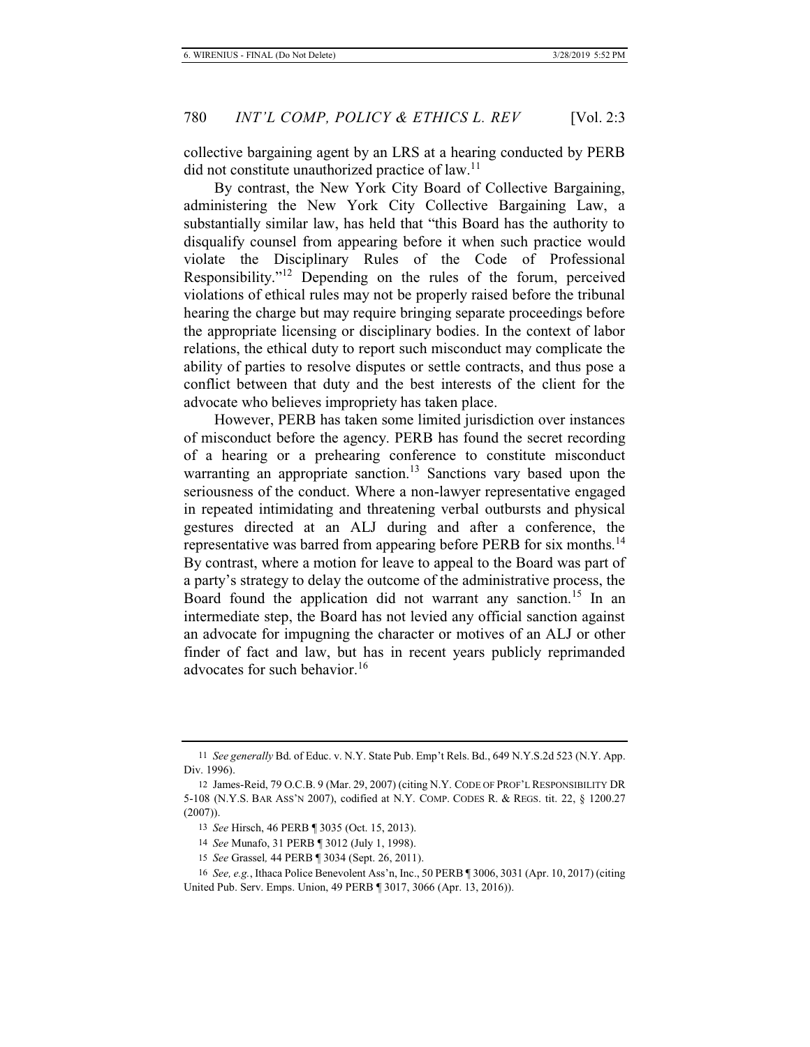collective bargaining agent by an LRS at a hearing conducted by PERB did not constitute unauthorized practice of law.[11]

By contrast, the New York City Board of Collective Bargaining, administering the New York City Collective Bargaining Law, a substantially similar law, has held that "this Board has the authority to disqualify counsel from appearing before it when such practice would violate the Disciplinary Rules of the Code of Professional Responsibility."[12] Depending on the rules of the forum, perceived violations of ethical rules may not be properly raised before the tribunal hearing the charge but may require bringing separate proceedings before the appropriate licensing or disciplinary bodies. In the context of labor relations, the ethical duty to report such misconduct may complicate the ability of parties to resolve disputes or settle contracts, and thus pose a conflict between that duty and the best interests of the client for the advocate who believes impropriety has taken place.

However, PERB has taken some limited jurisdiction over instances of misconduct before the agency. PERB has found the secret recording of a hearing or a prehearing conference to constitute misconduct warranting an appropriate sanction.[13] Sanctions vary based upon the seriousness of the conduct. Where a non-lawyer representative engaged in repeated intimidating and threatening verbal outbursts and physical gestures directed at an ALJ during and after a conference, the representative was barred from appearing before PERB for six months.[14] By contrast, where a motion for leave to appeal to the Board was part of a party's strategy to delay the outcome of the administrative process, the Board found the application did not warrant any sanction.[15] In an intermediate step, the Board has not levied any official sanction against an advocate for impugning the character or motives of an ALJ or other finder of fact and law, but has in recent years publicly reprimanded advocates for such behavior.[16]

---

11 *See generally* Bd. of Educ. v. N.Y. State Pub. Emp't Rels. Bd., 649 N.Y.S.2d 523 (N.Y. App. Div. 1996).

12 James-Reid, 79 O.C.B. 9 (Mar. 29, 2007) (citing N.Y. CODE OF PROF'L RESPONSIBILITY DR 5-108 (N.Y.S. BAR ASS'N 2007), codified at N.Y. COMP. CODES R. & REGS. tit. 22, § 1200.27 (2007)).

13 *See* Hirsch, 46 PERB ¶ 3035 (Oct. 15, 2013).

14 *See* Munafo, 31 PERB ¶ 3012 (July 1, 1998).

15 *See* Grassel, 44 PERB ¶ 3034 (Sept. 26, 2011).

16 *See, e.g.*, Ithaca Police Benevolent Ass'n, Inc., 50 PERB ¶ 3006, 3031 (Apr. 10, 2017) (citing United Pub. Serv. Emps. Union, 49 PERB ¶ 3017, 3066 (Apr. 13, 2016)).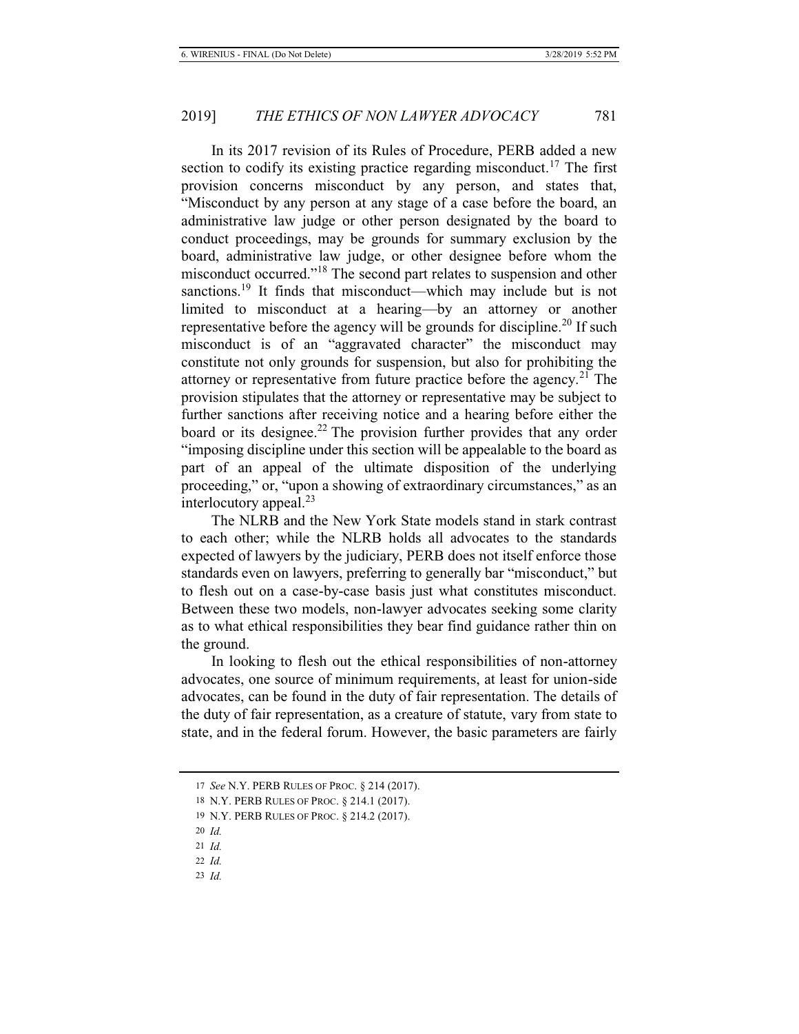In its 2017 revision of its Rules of Procedure, PERB added a new section to codify its existing practice regarding misconduct.[17] The first provision concerns misconduct by any person, and states that, "Misconduct by any person at any stage of a case before the board, an administrative law judge or other person designated by the board to conduct proceedings, may be grounds for summary exclusion by the board, administrative law judge, or other designee before whom the misconduct occurred."[18] The second part relates to suspension and other sanctions.[19] It finds that misconduct—which may include but is not limited to misconduct at a hearing—by an attorney or another representative before the agency will be grounds for discipline.[20] If such misconduct is of an "aggravated character" the misconduct may constitute not only grounds for suspension, but also for prohibiting the attorney or representative from future practice before the agency.[21] The provision stipulates that the attorney or representative may be subject to further sanctions after receiving notice and a hearing before either the board or its designee.[22] The provision further provides that any order "imposing discipline under this section will be appealable to the board as part of an appeal of the ultimate disposition of the underlying proceeding," or, "upon a showing of extraordinary circumstances," as an interlocutory appeal.[23]

The NLRB and the New York State models stand in stark contrast to each other; while the NLRB holds all advocates to the standards expected of lawyers by the judiciary, PERB does not itself enforce those standards even on lawyers, preferring to generally bar "misconduct," but to flesh out on a case-by-case basis just what constitutes misconduct. Between these two models, non-lawyer advocates seeking some clarity as to what ethical responsibilities they bear find guidance rather thin on the ground.

In looking to flesh out the ethical responsibilities of non-attorney advocates, one source of minimum requirements, at least for union-side advocates, can be found in the duty of fair representation. The details of the duty of fair representation, as a creature of statute, vary from state to state, and in the federal forum. However, the basic parameters are fairly

---

17 *See* N.Y. PERB RULES OF PROC. § 214 (2017).

18 N.Y. PERB RULES OF PROC. § 214.1 (2017).

19 N.Y. PERB RULES OF PROC. § 214.2 (2017).

20 *Id.*

21 *Id.*

22 *Id.*

23 *Id.*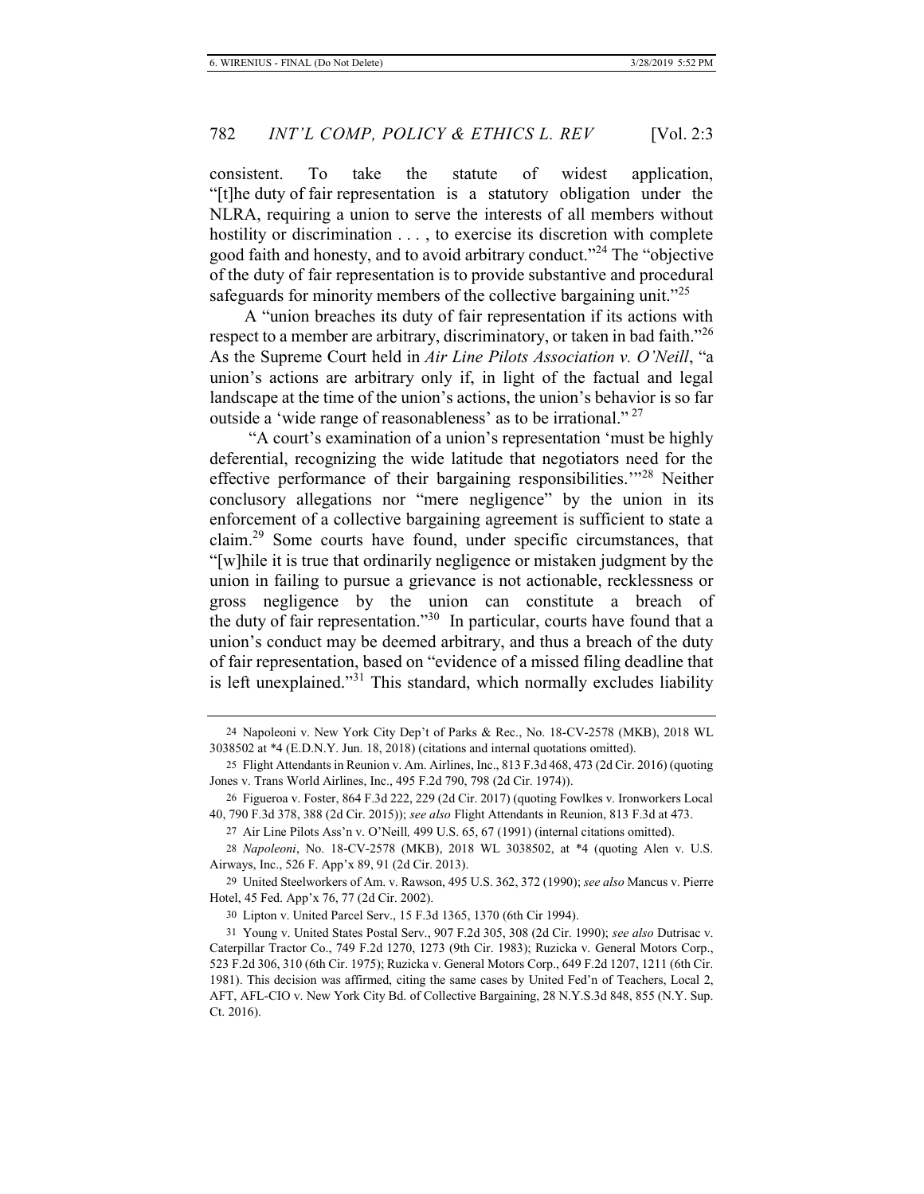consistent. To take the statute of widest application, "[t]he duty of fair representation is a statutory obligation under the NLRA, requiring a union to serve the interests of all members without hostility or discrimination . . . , to exercise its discretion with complete good faith and honesty, and to avoid arbitrary conduct."[24] The "objective of the duty of fair representation is to provide substantive and procedural safeguards for minority members of the collective bargaining unit."[25]

A "union breaches its duty of fair representation if its actions with respect to a member are arbitrary, discriminatory, or taken in bad faith."[26] As the Supreme Court held in *Air Line Pilots Association v. O'Neill*, "a union's actions are arbitrary only if, in light of the factual and legal landscape at the time of the union's actions, the union's behavior is so far outside a 'wide range of reasonableness' as to be irrational."[27]

"A court's examination of a union's representation 'must be highly deferential, recognizing the wide latitude that negotiators need for the effective performance of their bargaining responsibilities.'"[28] Neither conclusory allegations nor "mere negligence" by the union in its enforcement of a collective bargaining agreement is sufficient to state a claim.[29] Some courts have found, under specific circumstances, that "[w]hile it is true that ordinarily negligence or mistaken judgment by the union in failing to pursue a grievance is not actionable, recklessness or gross negligence by the union can constitute a breach of the duty of fair representation."[30] In particular, courts have found that a union's conduct may be deemed arbitrary, and thus a breach of the duty of fair representation, based on "evidence of a missed filing deadline that is left unexplained."[31] This standard, which normally excludes liability

---

24 Napoleoni v. New York City Dep't of Parks & Rec., No. 18-CV-2578 (MKB), 2018 WL 3038502 at *4 (E.D.N.Y. Jun. 18, 2018) (citations and internal quotations omitted).

25 Flight Attendants in Reunion v. Am. Airlines, Inc., 813 F.3d 468, 473 (2d Cir. 2016) (quoting Jones v. Trans World Airlines, Inc., 495 F.2d 790, 798 (2d Cir. 1974)).

26 Figueroa v. Foster, 864 F.3d 222, 229 (2d Cir. 2017) (quoting Fowlkes v. Ironworkers Local 40, 790 F.3d 378, 388 (2d Cir. 2015)); *see also* Flight Attendants in Reunion, 813 F.3d at 473.

27 Air Line Pilots Ass'n v. O'Neill*,* 499 U.S. 65, 67 (1991) (internal citations omitted).

28 *Napoleoni*, No. 18-CV-2578 (MKB), 2018 WL 3038502, at *4 (quoting Alen v. U.S. Airways, Inc., 526 F. App'x 89, 91 (2d Cir. 2013).

29 United Steelworkers of Am. v. Rawson, 495 U.S. 362, 372 (1990); *see also* Mancus v. Pierre Hotel, 45 Fed. App'x 76, 77 (2d Cir. 2002).

30 Lipton v. United Parcel Serv., 15 F.3d 1365, 1370 (6th Cir 1994).

31 Young v. United States Postal Serv., 907 F.2d 305, 308 (2d Cir. 1990); *see also* Dutrisac v. Caterpillar Tractor Co., 749 F.2d 1270, 1273 (9th Cir. 1983); Ruzicka v. General Motors Corp., 523 F.2d 306, 310 (6th Cir. 1975); Ruzicka v. General Motors Corp., 649 F.2d 1207, 1211 (6th Cir. 1981). This decision was affirmed, citing the same cases by United Fed'n of Teachers, Local 2, AFT, AFL-CIO v. New York City Bd. of Collective Bargaining, 28 N.Y.S.3d 848, 855 (N.Y. Sup. Ct. 2016).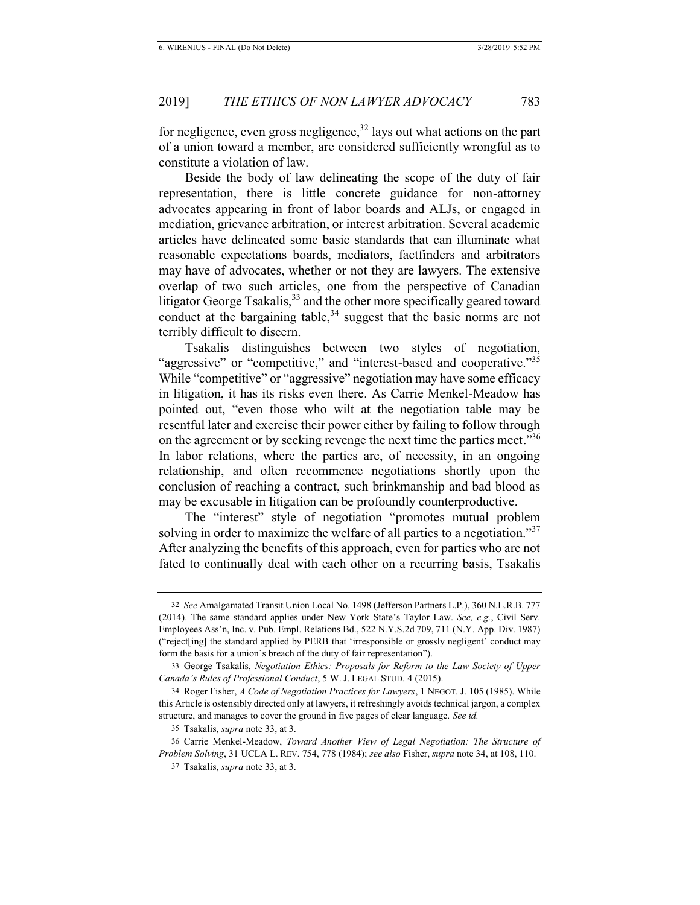for negligence, even gross negligence,[32] lays out what actions on the part of a union toward a member, are considered sufficiently wrongful as to constitute a violation of law.

Beside the body of law delineating the scope of the duty of fair representation, there is little concrete guidance for non-attorney advocates appearing in front of labor boards and ALJs, or engaged in mediation, grievance arbitration, or interest arbitration. Several academic articles have delineated some basic standards that can illuminate what reasonable expectations boards, mediators, factfinders and arbitrators may have of advocates, whether or not they are lawyers. The extensive overlap of two such articles, one from the perspective of Canadian litigator George Tsakalis,[33] and the other more specifically geared toward conduct at the bargaining table,[34] suggest that the basic norms are not terribly difficult to discern.

Tsakalis distinguishes between two styles of negotiation, "aggressive" or "competitive," and "interest-based and cooperative."[35] While "competitive" or "aggressive" negotiation may have some efficacy in litigation, it has its risks even there. As Carrie Menkel-Meadow has pointed out, "even those who wilt at the negotiation table may be resentful later and exercise their power either by failing to follow through on the agreement or by seeking revenge the next time the parties meet."[36] In labor relations, where the parties are, of necessity, in an ongoing relationship, and often recommence negotiations shortly upon the conclusion of reaching a contract, such brinkmanship and bad blood as may be excusable in litigation can be profoundly counterproductive.

The "interest" style of negotiation "promotes mutual problem solving in order to maximize the welfare of all parties to a negotiation."[37] After analyzing the benefits of this approach, even for parties who are not fated to continually deal with each other on a recurring basis, Tsakalis

---

32 *See* Amalgamated Transit Union Local No. 1498 (Jefferson Partners L.P.), 360 N.L.R.B. 777 (2014). The same standard applies under New York State's Taylor Law. *See, e.g.*, Civil Serv. Employees Ass'n, Inc. v. Pub. Empl. Relations Bd., 522 N.Y.S.2d 709, 711 (N.Y. App. Div. 1987) ("reject[ing] the standard applied by PERB that 'irresponsible or grossly negligent' conduct may form the basis for a union's breach of the duty of fair representation").

33 George Tsakalis, *Negotiation Ethics: Proposals for Reform to the Law Society of Upper Canada's Rules of Professional Conduct*, 5 W. J. LEGAL STUD. 4 (2015).

34 Roger Fisher, *A Code of Negotiation Practices for Lawyers*, 1 NEGOT. J. 105 (1985). While this Article is ostensibly directed only at lawyers, it refreshingly avoids technical jargon, a complex structure, and manages to cover the ground in five pages of clear language. *See id.*

35 Tsakalis, *supra* note 33, at 3.

36 Carrie Menkel-Meadow, *Toward Another View of Legal Negotiation: The Structure of Problem Solving*, 31 UCLA L. REV. 754, 778 (1984); *see also* Fisher, *supra* note 34, at 108, 110.

37 Tsakalis, *supra* note 33, at 3.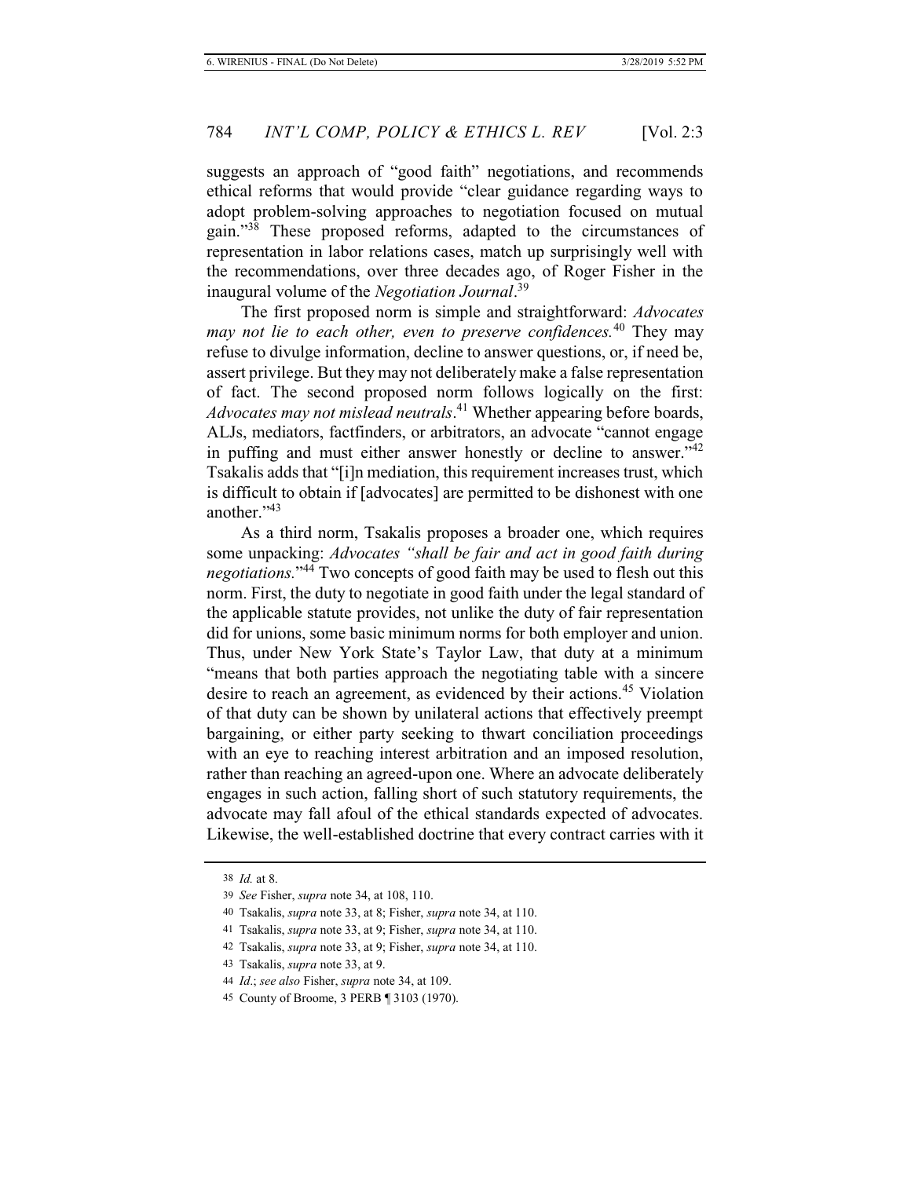suggests an approach of "good faith" negotiations, and recommends ethical reforms that would provide "clear guidance regarding ways to adopt problem-solving approaches to negotiation focused on mutual gain."[38] These proposed reforms, adapted to the circumstances of representation in labor relations cases, match up surprisingly well with the recommendations, over three decades ago, of Roger Fisher in the inaugural volume of the *Negotiation Journal*.[39]

The first proposed norm is simple and straightforward: *Advocates may not lie to each other, even to preserve confidences.*[40] They may refuse to divulge information, decline to answer questions, or, if need be, assert privilege. But they may not deliberately make a false representation of fact. The second proposed norm follows logically on the first: *Advocates may not mislead neutrals*.[41] Whether appearing before boards, ALJs, mediators, factfinders, or arbitrators, an advocate "cannot engage in puffing and must either answer honestly or decline to answer."[42] Tsakalis adds that "[i]n mediation, this requirement increases trust, which is difficult to obtain if [advocates] are permitted to be dishonest with one another."[43]

As a third norm, Tsakalis proposes a broader one, which requires some unpacking: *Advocates "shall be fair and act in good faith during negotiations.*"[44] Two concepts of good faith may be used to flesh out this norm. First, the duty to negotiate in good faith under the legal standard of the applicable statute provides, not unlike the duty of fair representation did for unions, some basic minimum norms for both employer and union. Thus, under New York State's Taylor Law, that duty at a minimum "means that both parties approach the negotiating table with a sincere desire to reach an agreement, as evidenced by their actions.[45] Violation of that duty can be shown by unilateral actions that effectively preempt bargaining, or either party seeking to thwart conciliation proceedings with an eye to reaching interest arbitration and an imposed resolution, rather than reaching an agreed-upon one. Where an advocate deliberately engages in such action, falling short of such statutory requirements, the advocate may fall afoul of the ethical standards expected of advocates. Likewise, the well-established doctrine that every contract carries with it

---

38 *Id.* at 8.

39 *See* Fisher, *supra* note 34, at 108, 110.

40 Tsakalis, *supra* note 33, at 8; Fisher, *supra* note 34, at 110.

41 Tsakalis, *supra* note 33, at 9; Fisher, *supra* note 34, at 110.

42 Tsakalis, *supra* note 33, at 9; Fisher, *supra* note 34, at 110.

43 Tsakalis, *supra* note 33, at 9.

44 *Id*.; *see also* Fisher, *supra* note 34, at 109.

45 County of Broome, 3 PERB ¶ 3103 (1970).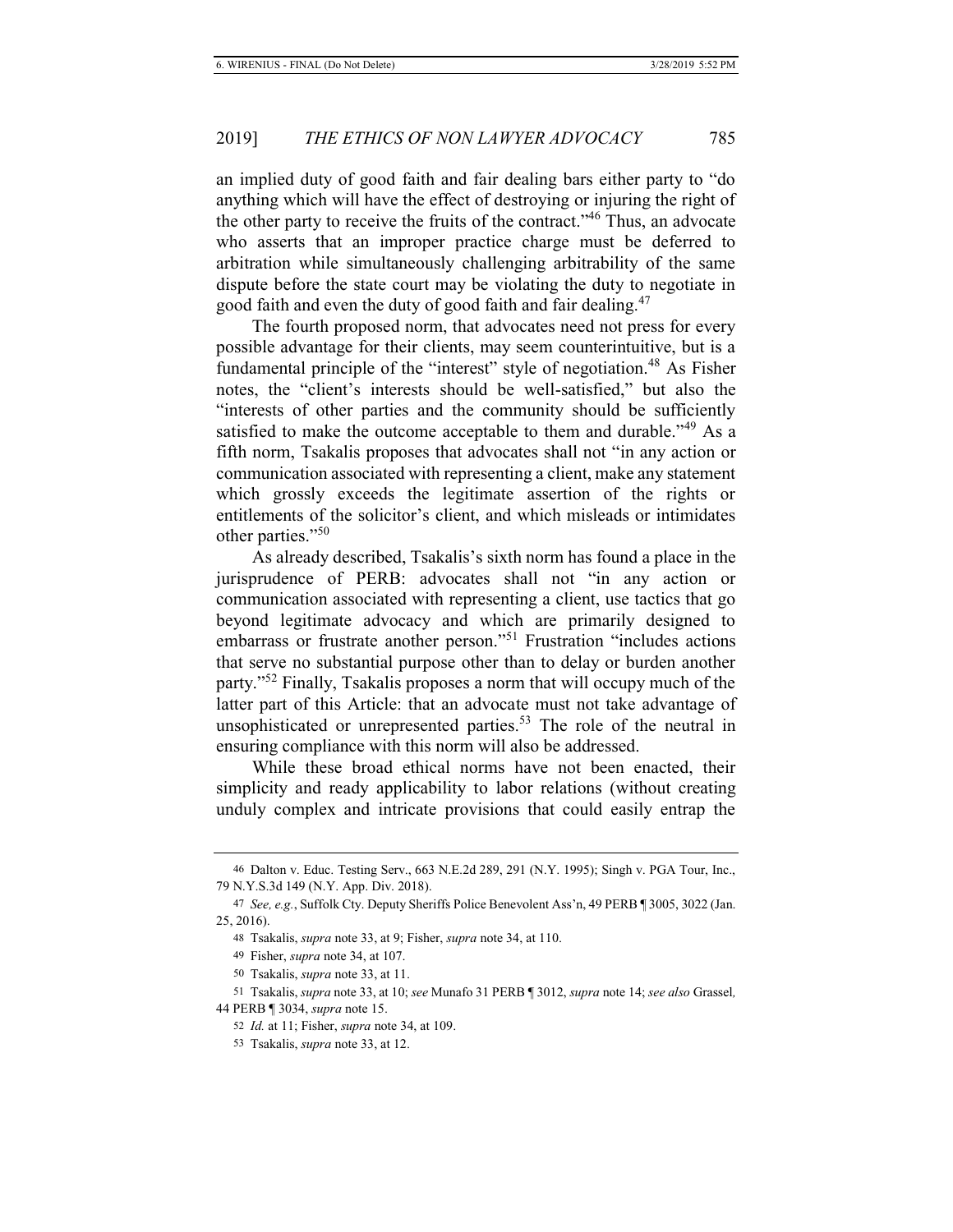an implied duty of good faith and fair dealing bars either party to "do anything which will have the effect of destroying or injuring the right of the other party to receive the fruits of the contract."[46] Thus, an advocate who asserts that an improper practice charge must be deferred to arbitration while simultaneously challenging arbitrability of the same dispute before the state court may be violating the duty to negotiate in good faith and even the duty of good faith and fair dealing.[47]

The fourth proposed norm, that advocates need not press for every possible advantage for their clients, may seem counterintuitive, but is a fundamental principle of the "interest" style of negotiation.[48] As Fisher notes, the "client's interests should be well-satisfied," but also the "interests of other parties and the community should be sufficiently satisfied to make the outcome acceptable to them and durable."[49] As a fifth norm, Tsakalis proposes that advocates shall not "in any action or communication associated with representing a client, make any statement which grossly exceeds the legitimate assertion of the rights or entitlements of the solicitor's client, and which misleads or intimidates other parties."[50]

As already described, Tsakalis's sixth norm has found a place in the jurisprudence of PERB: advocates shall not "in any action or communication associated with representing a client, use tactics that go beyond legitimate advocacy and which are primarily designed to embarrass or frustrate another person."[51] Frustration "includes actions that serve no substantial purpose other than to delay or burden another party."[52] Finally, Tsakalis proposes a norm that will occupy much of the latter part of this Article: that an advocate must not take advantage of unsophisticated or unrepresented parties.[53] The role of the neutral in ensuring compliance with this norm will also be addressed.

While these broad ethical norms have not been enacted, their simplicity and ready applicability to labor relations (without creating unduly complex and intricate provisions that could easily entrap the

---

46 Dalton v. Educ. Testing Serv., 663 N.E.2d 289, 291 (N.Y. 1995); Singh v. PGA Tour, Inc., 79 N.Y.S.3d 149 (N.Y. App. Div. 2018).

47 *See, e.g.*, Suffolk Cty. Deputy Sheriffs Police Benevolent Ass'n, 49 PERB ¶ 3005, 3022 (Jan. 25, 2016).

48 Tsakalis, *supra* note 33, at 9; Fisher, *supra* note 34, at 110.

49 Fisher, *supra* note 34, at 107.

50 Tsakalis, *supra* note 33, at 11.

51 Tsakalis, *supra* note 33, at 10; *see* Munafo 31 PERB ¶ 3012, *supra* note 14; *see also* Grassel*,* 44 PERB ¶ 3034, *supra* note 15.

52 *Id.* at 11; Fisher, *supra* note 34, at 109.

53 Tsakalis, *supra* note 33, at 12.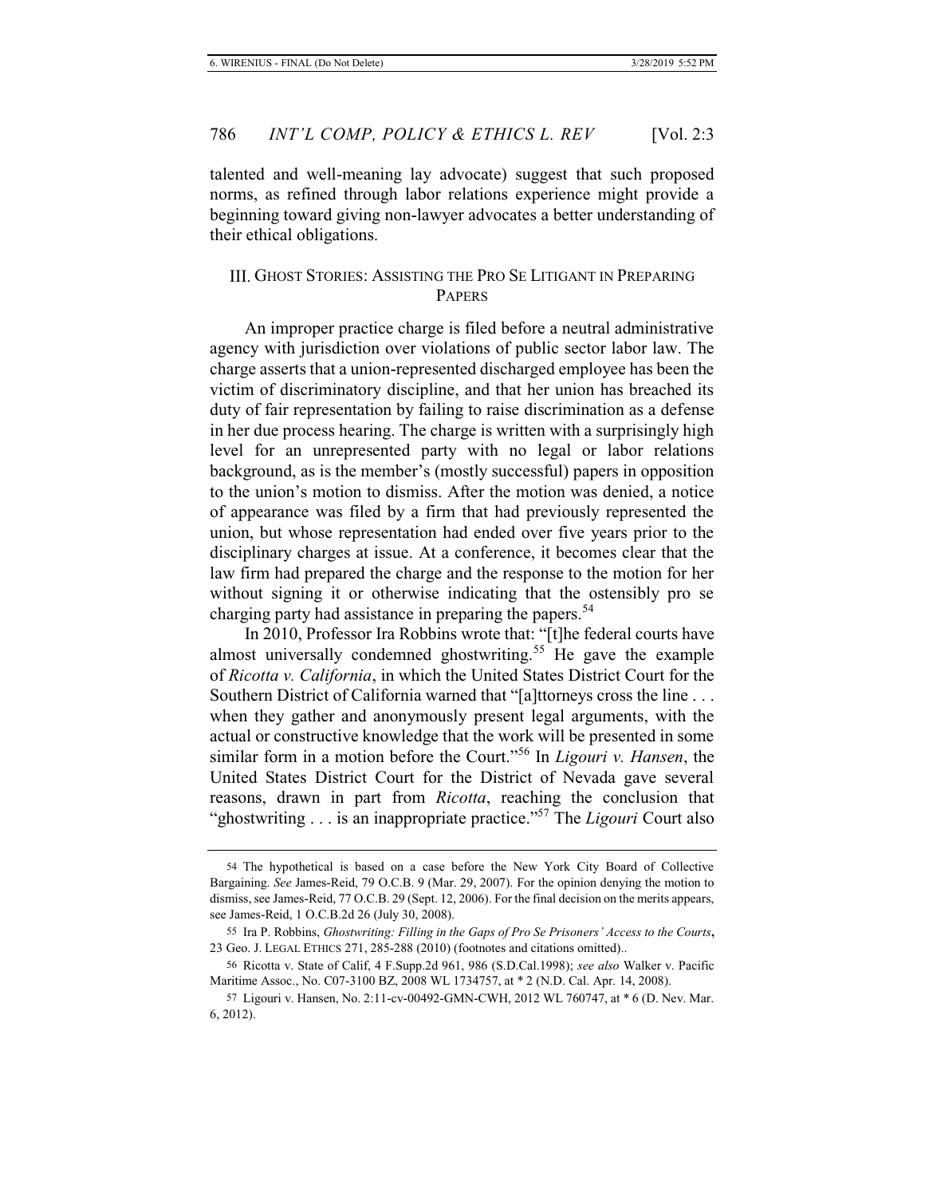talented and well-meaning lay advocate) suggest that such proposed norms, as refined through labor relations experience might provide a beginning toward giving non-lawyer advocates a better understanding of their ethical obligations.

## III. Ghost Stories: Assisting the Pro Se Litigant in Preparing Papers

An improper practice charge is filed before a neutral administrative agency with jurisdiction over violations of public sector labor law. The charge asserts that a union-represented discharged employee has been the victim of discriminatory discipline, and that her union has breached its duty of fair representation by failing to raise discrimination as a defense in her due process hearing. The charge is written with a surprisingly high level for an unrepresented party with no legal or labor relations background, as is the member's (mostly successful) papers in opposition to the union's motion to dismiss. After the motion was denied, a notice of appearance was filed by a firm that had previously represented the union, but whose representation had ended over five years prior to the disciplinary charges at issue. At a conference, it becomes clear that the law firm had prepared the charge and the response to the motion for her without signing it or otherwise indicating that the ostensibly pro se charging party had assistance in preparing the papers.[54]

In 2010, Professor Ira Robbins wrote that: "[t]he federal courts have almost universally condemned ghostwriting.[55] He gave the example of *Ricotta v. California*, in which the United States District Court for the Southern District of California warned that "[a]ttorneys cross the line . . . when they gather and anonymously present legal arguments, with the actual or constructive knowledge that the work will be presented in some similar form in a motion before the Court."[56] In *Ligouri v. Hansen*, the United States District Court for the District of Nevada gave several reasons, drawn in part from *Ricotta*, reaching the conclusion that "ghostwriting . . . is an inappropriate practice."[57] The *Ligouri* Court also

---

54 The hypothetical is based on a case before the New York City Board of Collective Bargaining. *See* James-Reid, 79 O.C.B. 9 (Mar. 29, 2007). For the opinion denying the motion to dismiss, see James-Reid, 77 O.C.B. 29 (Sept. 12, 2006). For the final decision on the merits appears, see James-Reid, 1 O.C.B.2d 26 (July 30, 2008).

55 Ira P. Robbins, *Ghostwriting: Filling in the Gaps of Pro Se Prisoners' Access to the Courts*, 23 Geo. J. Legal Ethics 271, 285-288 (2010) (footnotes and citations omitted)..

56 Ricotta v. State of Calif, 4 F.Supp.2d 961, 986 (S.D.Cal.1998); *see also* Walker v. Pacific Maritime Assoc., No. C07-3100 BZ, 2008 WL 1734757, at * 2 (N.D. Cal. Apr. 14, 2008).

57 Ligouri v. Hansen, No. 2:11-cv-00492-GMN-CWH, 2012 WL 760747, at * 6 (D. Nev. Mar. 6, 2012).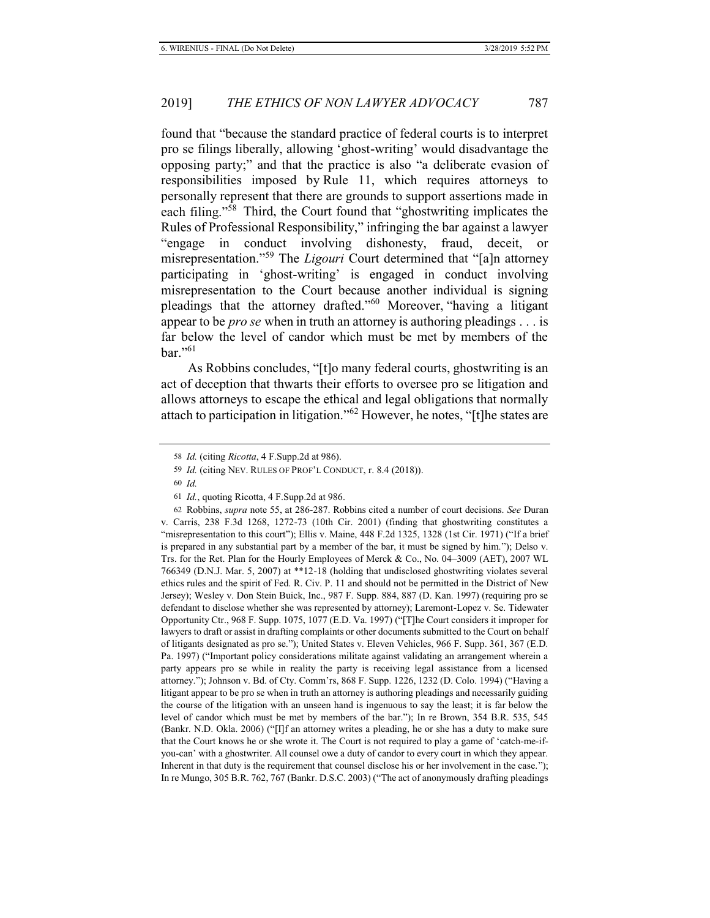found that "because the standard practice of federal courts is to interpret pro se filings liberally, allowing 'ghost-writing' would disadvantage the opposing party;" and that the practice is also "a deliberate evasion of responsibilities imposed by Rule 11, which requires attorneys to personally represent that there are grounds to support assertions made in each filing."[58] Third, the Court found that "ghostwriting implicates the Rules of Professional Responsibility," infringing the bar against a lawyer "engage in conduct involving dishonesty, fraud, deceit, or misrepresentation."[59] The *Ligouri* Court determined that "[a]n attorney participating in 'ghost-writing' is engaged in conduct involving misrepresentation to the Court because another individual is signing pleadings that the attorney drafted."[60] Moreover, "having a litigant appear to be *pro se* when in truth an attorney is authoring pleadings . . . is far below the level of candor which must be met by members of the bar."[61]

As Robbins concludes, "[t]o many federal courts, ghostwriting is an act of deception that thwarts their efforts to oversee pro se litigation and allows attorneys to escape the ethical and legal obligations that normally attach to participation in litigation."[62] However, he notes, "[t]he states are

---

58 *Id.* (citing *Ricotta*, 4 F.Supp.2d at 986).

59 *Id.* (citing NEV. RULES OF PROF'L CONDUCT, r. 8.4 (2018)).

60 *Id.*

61 *Id.*, quoting Ricotta, 4 F.Supp.2d at 986.

62 Robbins, *supra* note 55, at 286-287. Robbins cited a number of court decisions. *See* Duran v. Carris, 238 F.3d 1268, 1272-73 (10th Cir. 2001) (finding that ghostwriting constitutes a "misrepresentation to this court"); Ellis v. Maine, 448 F.2d 1325, 1328 (1st Cir. 1971) ("If a brief is prepared in any substantial part by a member of the bar, it must be signed by him."); Delso v. Trs. for the Ret. Plan for the Hourly Employees of Merck & Co., No. 04–3009 (AET), 2007 WL 766349 (D.N.J. Mar. 5, 2007) at **12-18 (holding that undisclosed ghostwriting violates several ethics rules and the spirit of Fed. R. Civ. P. 11 and should not be permitted in the District of New Jersey); Wesley v. Don Stein Buick, Inc., 987 F. Supp. 884, 887 (D. Kan. 1997) (requiring pro se defendant to disclose whether she was represented by attorney); Laremont-Lopez v. Se. Tidewater Opportunity Ctr., 968 F. Supp. 1075, 1077 (E.D. Va. 1997) ("[T]he Court considers it improper for lawyers to draft or assist in drafting complaints or other documents submitted to the Court on behalf of litigants designated as pro se."); United States v. Eleven Vehicles, 966 F. Supp. 361, 367 (E.D. Pa. 1997) ("Important policy considerations militate against validating an arrangement wherein a party appears pro se while in reality the party is receiving legal assistance from a licensed attorney."); Johnson v. Bd. of Cty. Comm'rs, 868 F. Supp. 1226, 1232 (D. Colo. 1994) ("Having a litigant appear to be pro se when in truth an attorney is authoring pleadings and necessarily guiding the course of the litigation with an unseen hand is ingenuous to say the least; it is far below the level of candor which must be met by members of the bar."); In re Brown, 354 B.R. 535, 545 (Bankr. N.D. Okla. 2006) ("[I]f an attorney writes a pleading, he or she has a duty to make sure that the Court knows he or she wrote it. The Court is not required to play a game of 'catch-me-if-you-can' with a ghostwriter. All counsel owe a duty of candor to every court in which they appear. Inherent in that duty is the requirement that counsel disclose his or her involvement in the case."); In re Mungo, 305 B.R. 762, 767 (Bankr. D.S.C. 2003) ("The act of anonymously drafting pleadings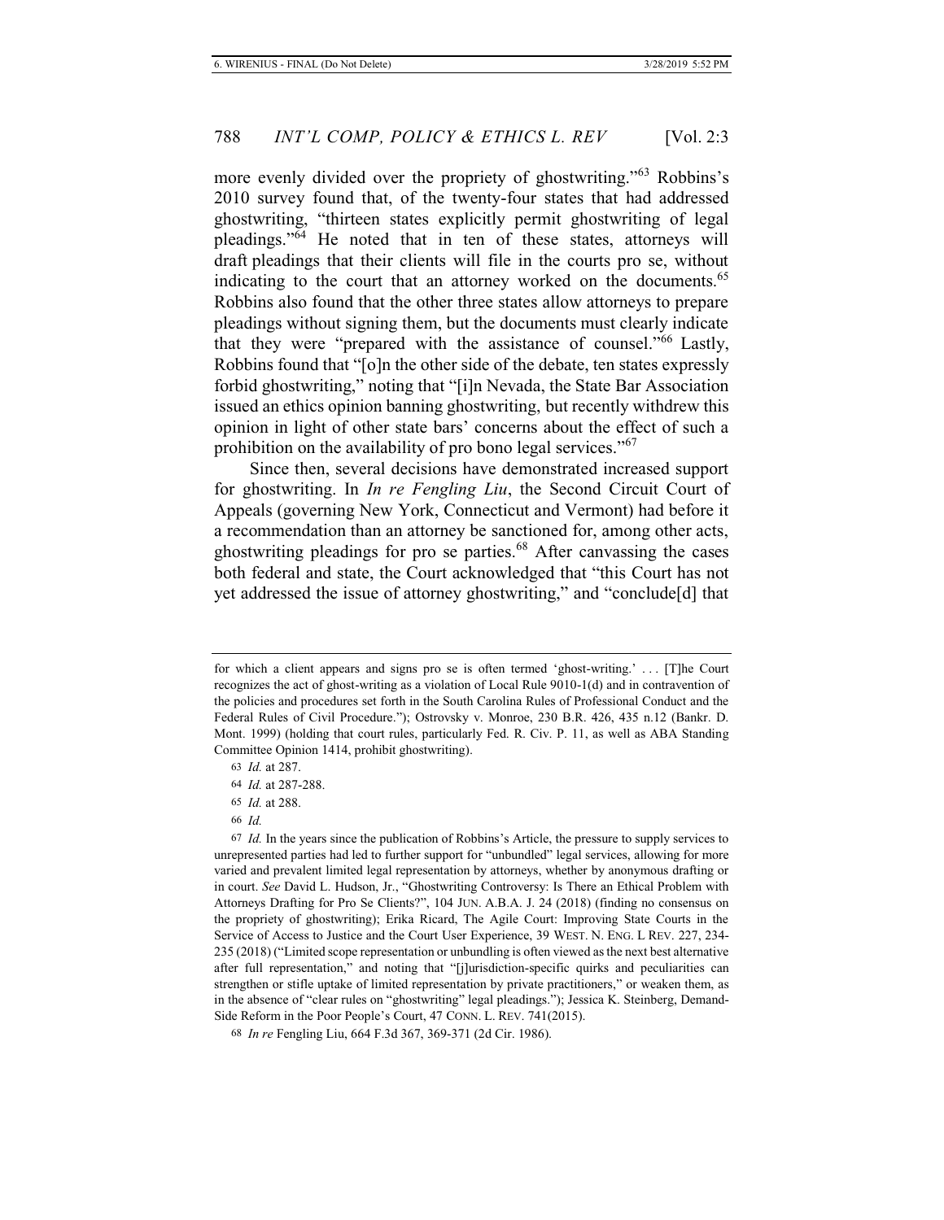more evenly divided over the propriety of ghostwriting."[63] Robbins's 2010 survey found that, of the twenty-four states that had addressed ghostwriting, "thirteen states explicitly permit ghostwriting of legal pleadings."[64] He noted that in ten of these states, attorneys will draft pleadings that their clients will file in the courts pro se, without indicating to the court that an attorney worked on the documents.[65] Robbins also found that the other three states allow attorneys to prepare pleadings without signing them, but the documents must clearly indicate that they were "prepared with the assistance of counsel."[66] Lastly, Robbins found that "[o]n the other side of the debate, ten states expressly forbid ghostwriting," noting that "[i]n Nevada, the State Bar Association issued an ethics opinion banning ghostwriting, but recently withdrew this opinion in light of other state bars' concerns about the effect of such a prohibition on the availability of pro bono legal services."[67]

Since then, several decisions have demonstrated increased support for ghostwriting. In *In re Fengling Liu*, the Second Circuit Court of Appeals (governing New York, Connecticut and Vermont) had before it a recommendation than an attorney be sanctioned for, among other acts, ghostwriting pleadings for pro se parties.[68] After canvassing the cases both federal and state, the Court acknowledged that "this Court has not yet addressed the issue of attorney ghostwriting," and "conclude[d] that

---

for which a client appears and signs pro se is often termed 'ghost-writing.' . . . [T]he Court recognizes the act of ghost-writing as a violation of Local Rule 9010-1(d) and in contravention of the policies and procedures set forth in the South Carolina Rules of Professional Conduct and the Federal Rules of Civil Procedure."); Ostrovsky v. Monroe, 230 B.R. 426, 435 n.12 (Bankr. D. Mont. 1999) (holding that court rules, particularly Fed. R. Civ. P. 11, as well as ABA Standing Committee Opinion 1414, prohibit ghostwriting).

63 *Id.* at 287.

64 *Id.* at 287-288.

65 *Id.* at 288.

66 *Id.*

67 *Id.* In the years since the publication of Robbins's Article, the pressure to supply services to unrepresented parties had led to further support for "unbundled" legal services, allowing for more varied and prevalent limited legal representation by attorneys, whether by anonymous drafting or in court. *See* David L. Hudson, Jr., "Ghostwriting Controversy: Is There an Ethical Problem with Attorneys Drafting for Pro Se Clients?", 104 JUN. A.B.A. J. 24 (2018) (finding no consensus on the propriety of ghostwriting); Erika Ricard, The Agile Court: Improving State Courts in the Service of Access to Justice and the Court User Experience, 39 WEST. N. ENG. L REV. 227, 234-235 (2018) ("Limited scope representation or unbundling is often viewed as the next best alternative after full representation," and noting that "[j]urisdiction-specific quirks and peculiarities can strengthen or stifle uptake of limited representation by private practitioners," or weaken them, as in the absence of "clear rules on "ghostwriting" legal pleadings."); Jessica K. Steinberg, Demand-Side Reform in the Poor People's Court, 47 CONN. L. REV. 741(2015).

68 *In re* Fengling Liu, 664 F.3d 367, 369-371 (2d Cir. 1986).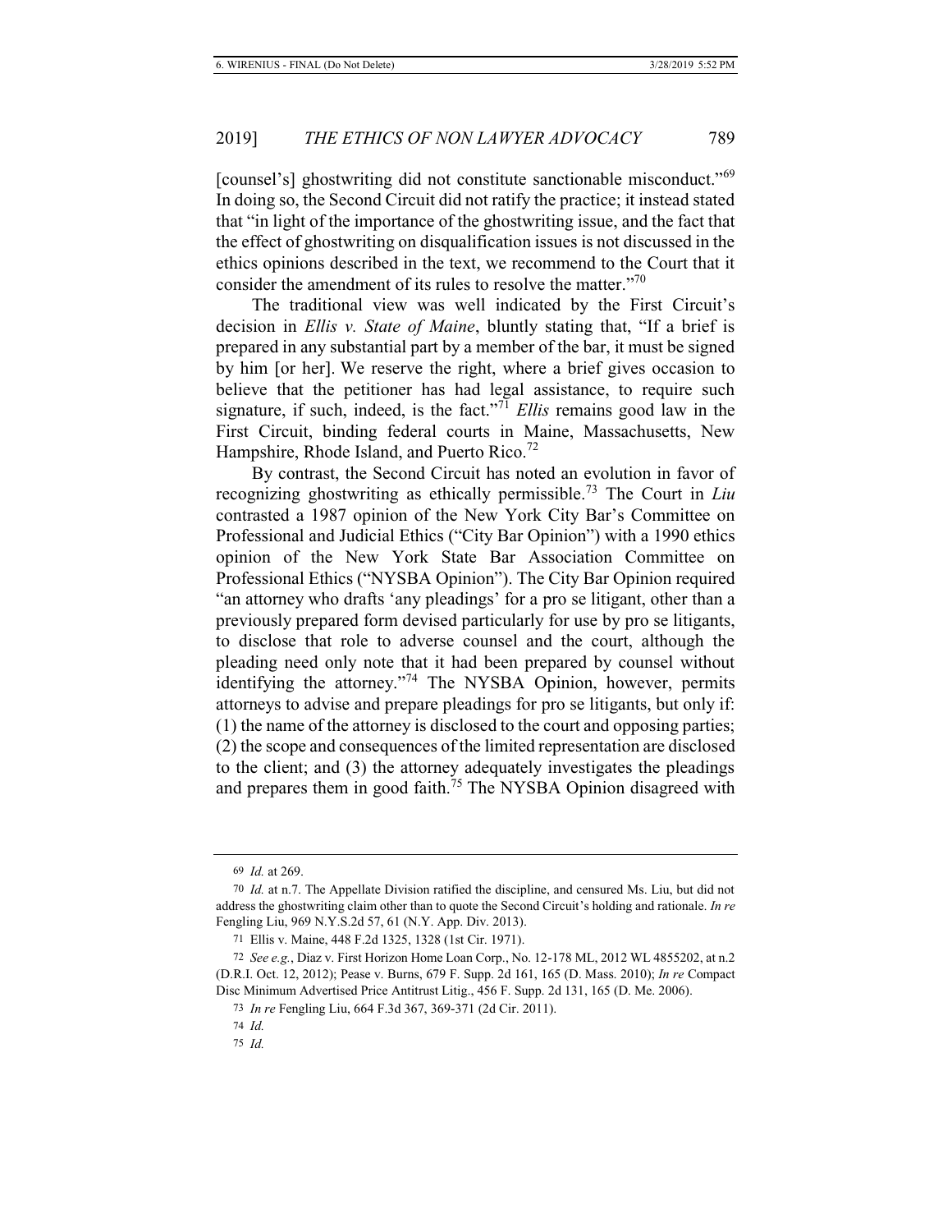[counsel's] ghostwriting did not constitute sanctionable misconduct."[69] In doing so, the Second Circuit did not ratify the practice; it instead stated that "in light of the importance of the ghostwriting issue, and the fact that the effect of ghostwriting on disqualification issues is not discussed in the ethics opinions described in the text, we recommend to the Court that it consider the amendment of its rules to resolve the matter."[70]

The traditional view was well indicated by the First Circuit's decision in *Ellis v. State of Maine*, bluntly stating that, "If a brief is prepared in any substantial part by a member of the bar, it must be signed by him [or her]. We reserve the right, where a brief gives occasion to believe that the petitioner has had legal assistance, to require such signature, if such, indeed, is the fact."[71] *Ellis* remains good law in the First Circuit, binding federal courts in Maine, Massachusetts, New Hampshire, Rhode Island, and Puerto Rico.[72]

By contrast, the Second Circuit has noted an evolution in favor of recognizing ghostwriting as ethically permissible.[73] The Court in *Liu* contrasted a 1987 opinion of the New York City Bar's Committee on Professional and Judicial Ethics ("City Bar Opinion") with a 1990 ethics opinion of the New York State Bar Association Committee on Professional Ethics ("NYSBA Opinion"). The City Bar Opinion required "an attorney who drafts 'any pleadings' for a pro se litigant, other than a previously prepared form devised particularly for use by pro se litigants, to disclose that role to adverse counsel and the court, although the pleading need only note that it had been prepared by counsel without identifying the attorney."[74] The NYSBA Opinion, however, permits attorneys to advise and prepare pleadings for pro se litigants, but only if: (1) the name of the attorney is disclosed to the court and opposing parties; (2) the scope and consequences of the limited representation are disclosed to the client; and (3) the attorney adequately investigates the pleadings and prepares them in good faith.[75] The NYSBA Opinion disagreed with

---

69 *Id.* at 269.

70 *Id.* at n.7. The Appellate Division ratified the discipline, and censured Ms. Liu, but did not address the ghostwriting claim other than to quote the Second Circuit's holding and rationale. *In re* Fengling Liu, 969 N.Y.S.2d 57, 61 (N.Y. App. Div. 2013).

71 Ellis v. Maine, 448 F.2d 1325, 1328 (1st Cir. 1971).

72 *See e.g.*, Diaz v. First Horizon Home Loan Corp., No. 12-178 ML, 2012 WL 4855202, at n.2 (D.R.I. Oct. 12, 2012); Pease v. Burns, 679 F. Supp. 2d 161, 165 (D. Mass. 2010); *In re* Compact Disc Minimum Advertised Price Antitrust Litig., 456 F. Supp. 2d 131, 165 (D. Me. 2006).

73 *In re* Fengling Liu, 664 F.3d 367, 369-371 (2d Cir. 2011).

74 *Id.*

75 *Id.*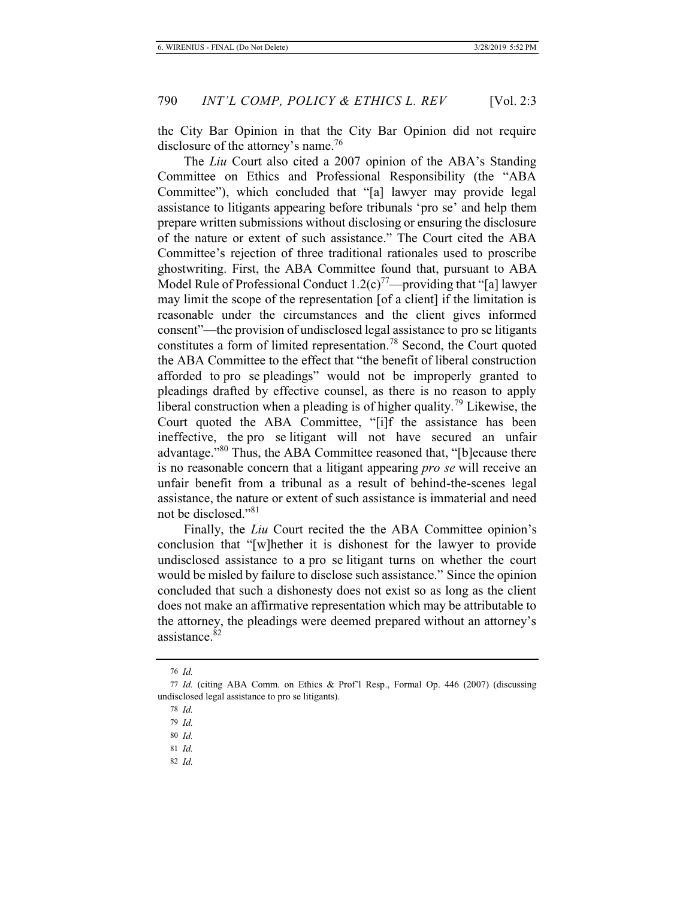the City Bar Opinion in that the City Bar Opinion did not require disclosure of the attorney's name.[76]

The *Liu* Court also cited a 2007 opinion of the ABA's Standing Committee on Ethics and Professional Responsibility (the "ABA Committee"), which concluded that "[a] lawyer may provide legal assistance to litigants appearing before tribunals 'pro se' and help them prepare written submissions without disclosing or ensuring the disclosure of the nature or extent of such assistance." The Court cited the ABA Committee's rejection of three traditional rationales used to proscribe ghostwriting. First, the ABA Committee found that, pursuant to ABA Model Rule of Professional Conduct 1.2(c)[77]—providing that "[a] lawyer may limit the scope of the representation [of a client] if the limitation is reasonable under the circumstances and the client gives informed consent"—the provision of undisclosed legal assistance to pro se litigants constitutes a form of limited representation.[78] Second, the Court quoted the ABA Committee to the effect that "the benefit of liberal construction afforded to pro se pleadings" would not be improperly granted to pleadings drafted by effective counsel, as there is no reason to apply liberal construction when a pleading is of higher quality.[79] Likewise, the Court quoted the ABA Committee, "[i]f the assistance has been ineffective, the pro se litigant will not have secured an unfair advantage."[80] Thus, the ABA Committee reasoned that, "[b]ecause there is no reasonable concern that a litigant appearing *pro se* will receive an unfair benefit from a tribunal as a result of behind-the-scenes legal assistance, the nature or extent of such assistance is immaterial and need not be disclosed."[81]

Finally, the *Liu* Court recited the the ABA Committee opinion's conclusion that "[w]hether it is dishonest for the lawyer to provide undisclosed assistance to a pro se litigant turns on whether the court would be misled by failure to disclose such assistance." Since the opinion concluded that such a dishonesty does not exist so as long as the client does not make an affirmative representation which may be attributable to the attorney, the pleadings were deemed prepared without an attorney's assistance.[82]

---

76 *Id.*

77 *Id.* (citing ABA Comm. on Ethics & Prof'l Resp., Formal Op. 446 (2007) (discussing undisclosed legal assistance to pro se litigants).

78 *Id.*

79 *Id.*

80 *Id.*

81 *Id.*

82 *Id.*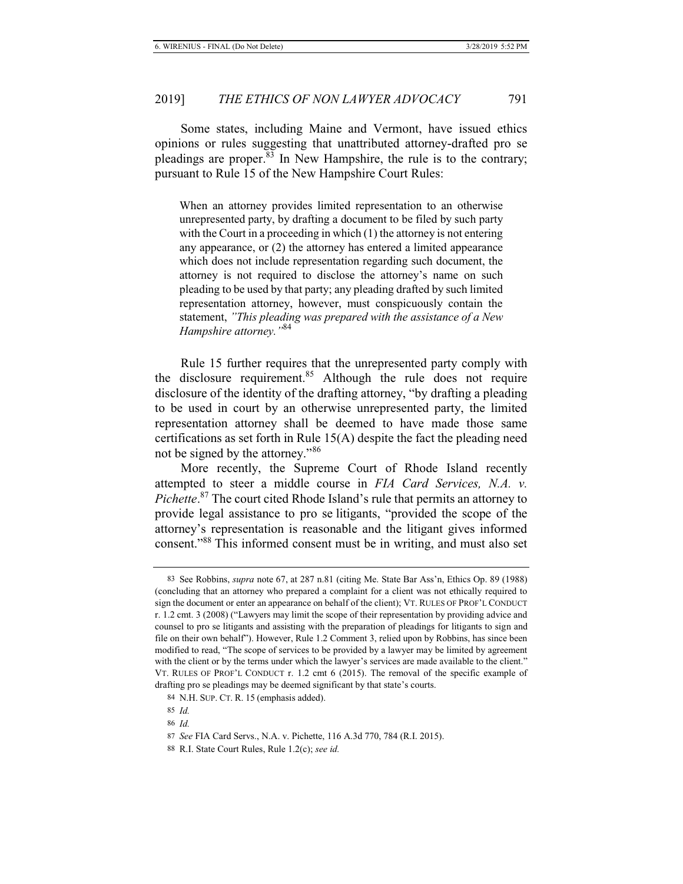Some states, including Maine and Vermont, have issued ethics opinions or rules suggesting that unattributed attorney-drafted pro se pleadings are proper.[83] In New Hampshire, the rule is to the contrary; pursuant to Rule 15 of the New Hampshire Court Rules:

> When an attorney provides limited representation to an otherwise unrepresented party, by drafting a document to be filed by such party with the Court in a proceeding in which (1) the attorney is not entering any appearance, or (2) the attorney has entered a limited appearance which does not include representation regarding such document, the attorney is not required to disclose the attorney's name on such pleading to be used by that party; any pleading drafted by such limited representation attorney, however, must conspicuously contain the statement, *"This pleading was prepared with the assistance of a New Hampshire attorney."*[84]

Rule 15 further requires that the unrepresented party comply with the disclosure requirement.[85] Although the rule does not require disclosure of the identity of the drafting attorney, "by drafting a pleading to be used in court by an otherwise unrepresented party, the limited representation attorney shall be deemed to have made those same certifications as set forth in Rule 15(A) despite the fact the pleading need not be signed by the attorney."[86]

More recently, the Supreme Court of Rhode Island recently attempted to steer a middle course in *FIA Card Services, N.A. v. Pichette*.[87] The court cited Rhode Island's rule that permits an attorney to provide legal assistance to pro se litigants, "provided the scope of the attorney's representation is reasonable and the litigant gives informed consent."[88] This informed consent must be in writing, and must also set

---

83 See Robbins, *supra* note 67, at 287 n.81 (citing Me. State Bar Ass'n, Ethics Op. 89 (1988) (concluding that an attorney who prepared a complaint for a client was not ethically required to sign the document or enter an appearance on behalf of the client); VT. RULES OF PROF'L CONDUCT r. 1.2 cmt. 3 (2008) ("Lawyers may limit the scope of their representation by providing advice and counsel to pro se litigants and assisting with the preparation of pleadings for litigants to sign and file on their own behalf"). However, Rule 1.2 Comment 3, relied upon by Robbins, has since been modified to read, "The scope of services to be provided by a lawyer may be limited by agreement with the client or by the terms under which the lawyer's services are made available to the client." VT. RULES OF PROF'L CONDUCT r. 1.2 cmt 6 (2015). The removal of the specific example of drafting pro se pleadings may be deemed significant by that state's courts.

84 N.H. SUP. CT. R. 15 (emphasis added).

85 *Id.*

86 *Id.*

87 *See* FIA Card Servs., N.A. v. Pichette, 116 A.3d 770, 784 (R.I. 2015).

88 R.I. State Court Rules, Rule 1.2(c); *see id.*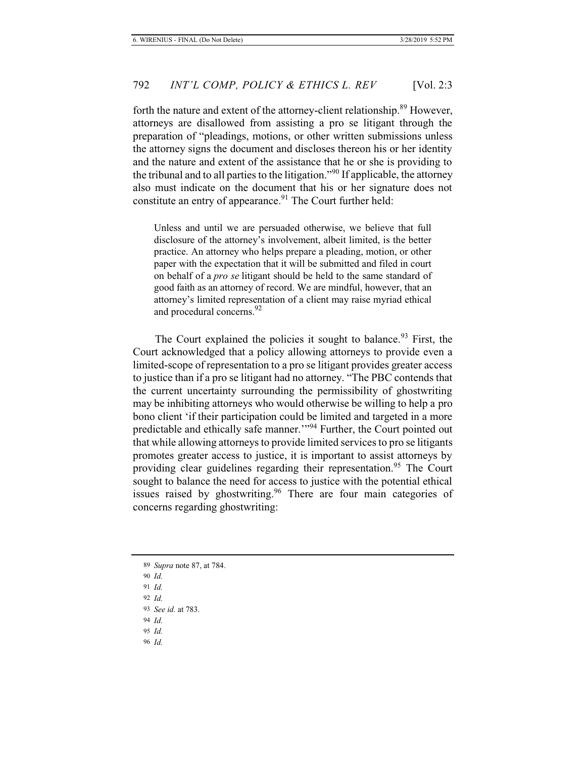forth the nature and extent of the attorney-client relationship.[89] However, attorneys are disallowed from assisting a pro se litigant through the preparation of "pleadings, motions, or other written submissions unless the attorney signs the document and discloses thereon his or her identity and the nature and extent of the assistance that he or she is providing to the tribunal and to all parties to the litigation."[90] If applicable, the attorney also must indicate on the document that his or her signature does not constitute an entry of appearance.[91] The Court further held:

> Unless and until we are persuaded otherwise, we believe that full disclosure of the attorney's involvement, albeit limited, is the better practice. An attorney who helps prepare a pleading, motion, or other paper with the expectation that it will be submitted and filed in court on behalf of a *pro se* litigant should be held to the same standard of good faith as an attorney of record. We are mindful, however, that an attorney's limited representation of a client may raise myriad ethical and procedural concerns.[92]

The Court explained the policies it sought to balance.[93] First, the Court acknowledged that a policy allowing attorneys to provide even a limited-scope of representation to a pro se litigant provides greater access to justice than if a pro se litigant had no attorney. "The PBC contends that the current uncertainty surrounding the permissibility of ghostwriting may be inhibiting attorneys who would otherwise be willing to help a pro bono client 'if their participation could be limited and targeted in a more predictable and ethically safe manner.'"[94] Further, the Court pointed out that while allowing attorneys to provide limited services to pro se litigants promotes greater access to justice, it is important to assist attorneys by providing clear guidelines regarding their representation.[95] The Court sought to balance the need for access to justice with the potential ethical issues raised by ghostwriting.[96] There are four main categories of concerns regarding ghostwriting:

---

89 *Supra* note 87, at 784.

90 *Id.*

91 *Id.*

92 *Id.*

93 *See id.* at 783.

94 *Id.*

95 *Id.*

96 *Id.*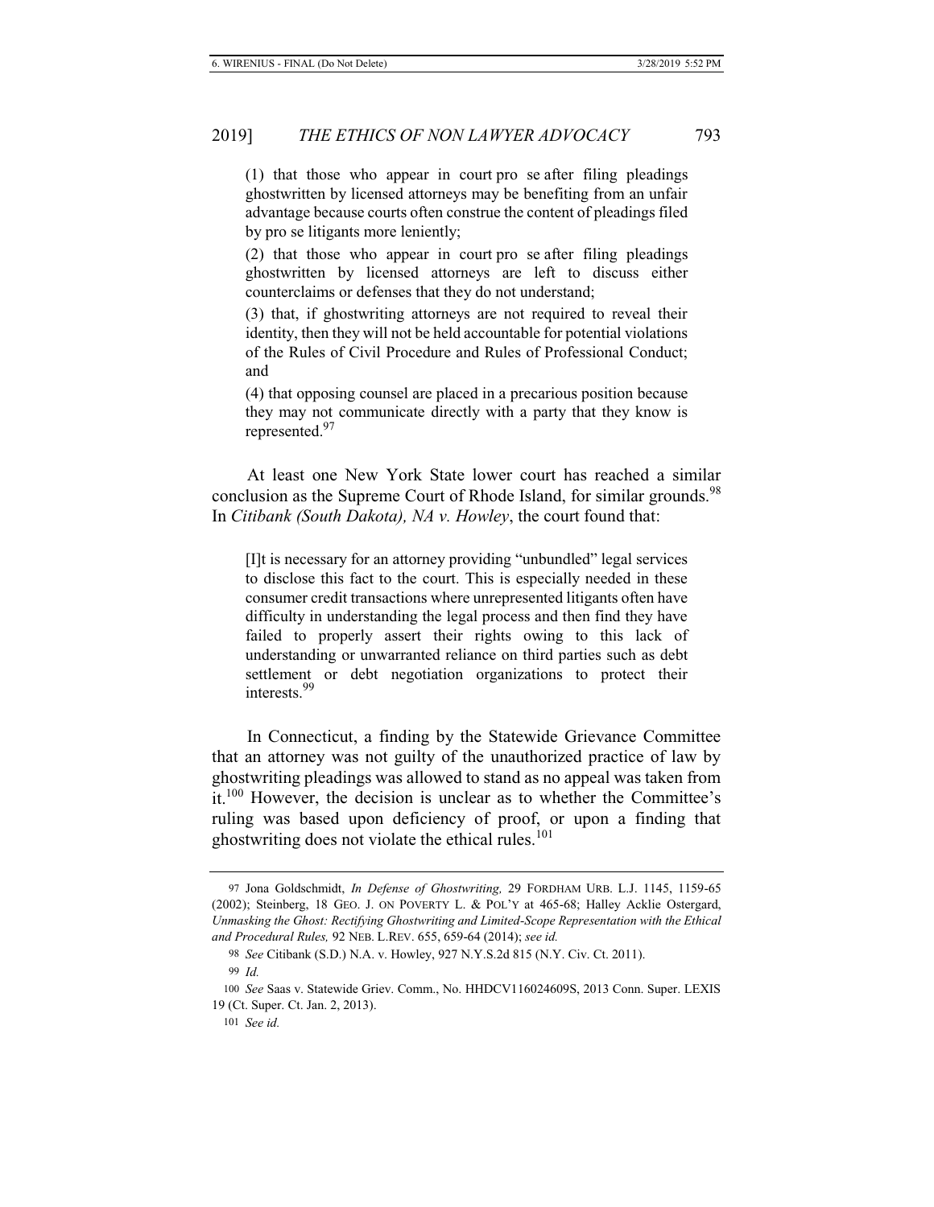(1) that those who appear in court pro se after filing pleadings ghostwritten by licensed attorneys may be benefiting from an unfair advantage because courts often construe the content of pleadings filed by pro se litigants more leniently;

(2) that those who appear in court pro se after filing pleadings ghostwritten by licensed attorneys are left to discuss either counterclaims or defenses that they do not understand;

(3) that, if ghostwriting attorneys are not required to reveal their identity, then they will not be held accountable for potential violations of the Rules of Civil Procedure and Rules of Professional Conduct; and

(4) that opposing counsel are placed in a precarious position because they may not communicate directly with a party that they know is represented.[97]

At least one New York State lower court has reached a similar conclusion as the Supreme Court of Rhode Island, for similar grounds.[98] In *Citibank (South Dakota), NA v. Howley*, the court found that:

> [I]t is necessary for an attorney providing "unbundled" legal services to disclose this fact to the court. This is especially needed in these consumer credit transactions where unrepresented litigants often have difficulty in understanding the legal process and then find they have failed to properly assert their rights owing to this lack of understanding or unwarranted reliance on third parties such as debt settlement or debt negotiation organizations to protect their interests.[99]

In Connecticut, a finding by the Statewide Grievance Committee that an attorney was not guilty of the unauthorized practice of law by ghostwriting pleadings was allowed to stand as no appeal was taken from it.[100] However, the decision is unclear as to whether the Committee's ruling was based upon deficiency of proof, or upon a finding that ghostwriting does not violate the ethical rules.[101]

---

97 Jona Goldschmidt, *In Defense of Ghostwriting,* 29 FORDHAM URB. L.J. 1145, 1159-65 (2002); Steinberg, 18 GEO. J. ON POVERTY L. & POL'Y at 465-68; Halley Acklie Ostergard, *Unmasking the Ghost: Rectifying Ghostwriting and Limited-Scope Representation with the Ethical and Procedural Rules,* 92 NEB. L.REV. 655, 659-64 (2014); *see id.*

98 *See* Citibank (S.D.) N.A. v. Howley, 927 N.Y.S.2d 815 (N.Y. Civ. Ct. 2011).

99 *Id.*

100 *See* Saas v. Statewide Griev. Comm., No. HHDCV116024609S, 2013 Conn. Super. LEXIS 19 (Ct. Super. Ct. Jan. 2, 2013).

101 *See id.*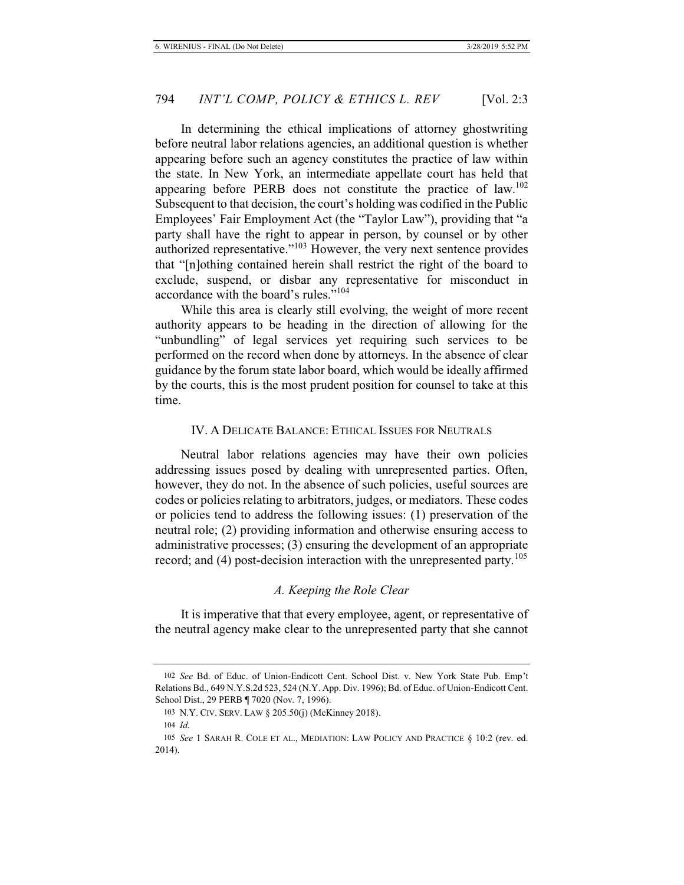In determining the ethical implications of attorney ghostwriting before neutral labor relations agencies, an additional question is whether appearing before such an agency constitutes the practice of law within the state. In New York, an intermediate appellate court has held that appearing before PERB does not constitute the practice of law.[102] Subsequent to that decision, the court's holding was codified in the Public Employees' Fair Employment Act (the "Taylor Law"), providing that "a party shall have the right to appear in person, by counsel or by other authorized representative."[103] However, the very next sentence provides that "[n]othing contained herein shall restrict the right of the board to exclude, suspend, or disbar any representative for misconduct in accordance with the board's rules."[104]

While this area is clearly still evolving, the weight of more recent authority appears to be heading in the direction of allowing for the "unbundling" of legal services yet requiring such services to be performed on the record when done by attorneys. In the absence of clear guidance by the forum state labor board, which would be ideally affirmed by the courts, this is the most prudent position for counsel to take at this time.

## IV. A Delicate Balance: Ethical Issues for Neutrals

Neutral labor relations agencies may have their own policies addressing issues posed by dealing with unrepresented parties. Often, however, they do not. In the absence of such policies, useful sources are codes or policies relating to arbitrators, judges, or mediators. These codes or policies tend to address the following issues: (1) preservation of the neutral role; (2) providing information and otherwise ensuring access to administrative processes; (3) ensuring the development of an appropriate record; and (4) post-decision interaction with the unrepresented party.[105]

### *A. Keeping the Role Clear*

It is imperative that that every employee, agent, or representative of the neutral agency make clear to the unrepresented party that she cannot

---

102 *See* Bd. of Educ. of Union-Endicott Cent. School Dist. v. New York State Pub. Emp't Relations Bd., 649 N.Y.S.2d 523, 524 (N.Y. App. Div. 1996); Bd. of Educ. of Union-Endicott Cent. School Dist., 29 PERB ¶ 7020 (Nov. 7, 1996).

103 N.Y. Civ. Serv. Law § 205.50(j) (McKinney 2018).

104 *Id.*

105 *See* 1 Sarah R. Cole et al., Mediation: Law Policy and Practice § 10:2 (rev. ed. 2014).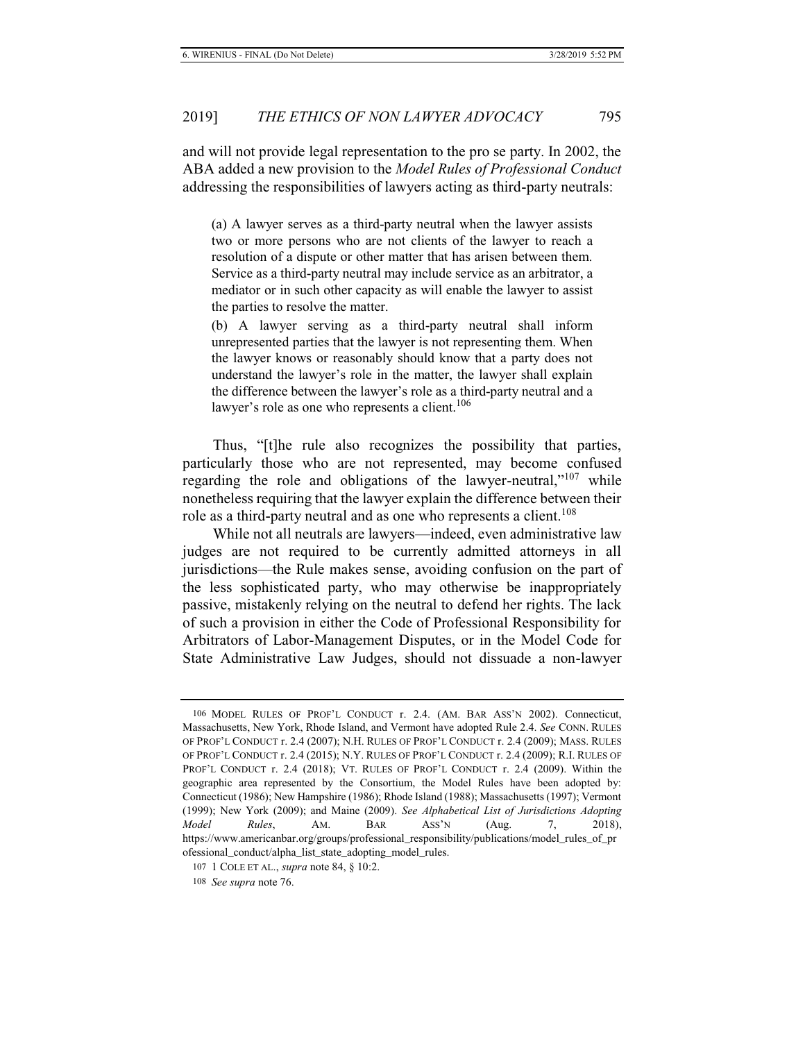and will not provide legal representation to the pro se party. In 2002, the ABA added a new provision to the *Model Rules of Professional Conduct* addressing the responsibilities of lawyers acting as third-party neutrals:

> (a) A lawyer serves as a third-party neutral when the lawyer assists two or more persons who are not clients of the lawyer to reach a resolution of a dispute or other matter that has arisen between them. Service as a third-party neutral may include service as an arbitrator, a mediator or in such other capacity as will enable the lawyer to assist the parties to resolve the matter.
>
> (b) A lawyer serving as a third-party neutral shall inform unrepresented parties that the lawyer is not representing them. When the lawyer knows or reasonably should know that a party does not understand the lawyer's role in the matter, the lawyer shall explain the difference between the lawyer's role as a third-party neutral and a lawyer's role as one who represents a client.[106]

Thus, "[t]he rule also recognizes the possibility that parties, particularly those who are not represented, may become confused regarding the role and obligations of the lawyer-neutral,"[107] while nonetheless requiring that the lawyer explain the difference between their role as a third-party neutral and as one who represents a client.[108]

While not all neutrals are lawyers—indeed, even administrative law judges are not required to be currently admitted attorneys in all jurisdictions—the Rule makes sense, avoiding confusion on the part of the less sophisticated party, who may otherwise be inappropriately passive, mistakenly relying on the neutral to defend her rights. The lack of such a provision in either the Code of Professional Responsibility for Arbitrators of Labor-Management Disputes, or in the Model Code for State Administrative Law Judges, should not dissuade a non-lawyer

---

106 MODEL RULES OF PROF'L CONDUCT r. 2.4. (AM. BAR ASS'N 2002). Connecticut, Massachusetts, New York, Rhode Island, and Vermont have adopted Rule 2.4. *See* CONN. RULES OF PROF'L CONDUCT r. 2.4 (2007); N.H. RULES OF PROF'L CONDUCT r. 2.4 (2009); MASS. RULES OF PROF'L CONDUCT r. 2.4 (2015); N.Y. RULES OF PROF'L CONDUCT r. 2.4 (2009); R.I. RULES OF PROF'L CONDUCT r. 2.4 (2018); VT. RULES OF PROF'L CONDUCT r. 2.4 (2009). Within the geographic area represented by the Consortium, the Model Rules have been adopted by: Connecticut (1986); New Hampshire (1986); Rhode Island (1988); Massachusetts (1997); Vermont (1999); New York (2009); and Maine (2009). *See Alphabetical List of Jurisdictions Adopting Model Rules*, AM. BAR ASS'N (Aug. 7, 2018), https://www.americanbar.org/groups/professional_responsibility/publications/model_rules_of_professional_conduct/alpha_list_state_adopting_model_rules.

107 1 COLE ET AL., *supra* note 84, § 10:2.

108 *See supra* note 76.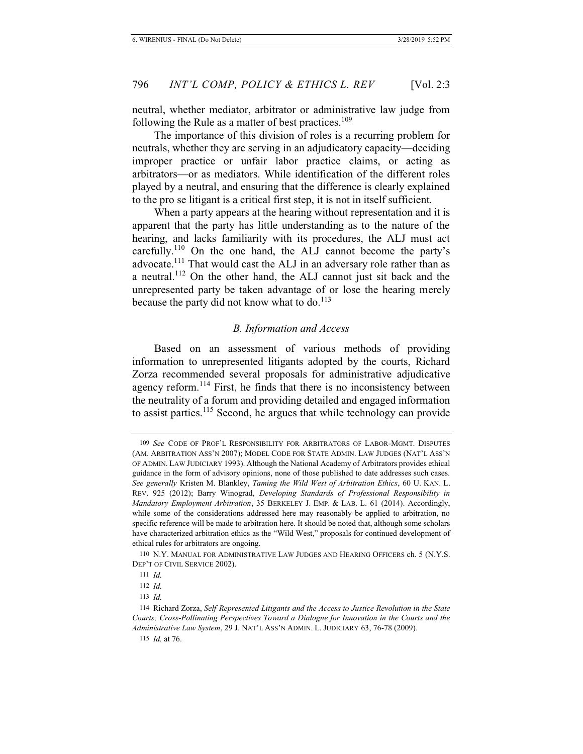neutral, whether mediator, arbitrator or administrative law judge from following the Rule as a matter of best practices.[109]

The importance of this division of roles is a recurring problem for neutrals, whether they are serving in an adjudicatory capacity—deciding improper practice or unfair labor practice claims, or acting as arbitrators—or as mediators. While identification of the different roles played by a neutral, and ensuring that the difference is clearly explained to the pro se litigant is a critical first step, it is not in itself sufficient.

When a party appears at the hearing without representation and it is apparent that the party has little understanding as to the nature of the hearing, and lacks familiarity with its procedures, the ALJ must act carefully.[110] On the one hand, the ALJ cannot become the party's advocate.[111] That would cast the ALJ in an adversary role rather than as a neutral.[112] On the other hand, the ALJ cannot just sit back and the unrepresented party be taken advantage of or lose the hearing merely because the party did not know what to do.[113]

### *B. Information and Access*

Based on an assessment of various methods of providing information to unrepresented litigants adopted by the courts, Richard Zorza recommended several proposals for administrative adjudicative agency reform.[114] First, he finds that there is no inconsistency between the neutrality of a forum and providing detailed and engaged information to assist parties.[115] Second, he argues that while technology can provide

---

109 *See* CODE OF PROF'L RESPONSIBILITY FOR ARBITRATORS OF LABOR-MGMT. DISPUTES (AM. ARBITRATION ASS'N 2007); MODEL CODE FOR STATE ADMIN. LAW JUDGES (NAT'L ASS'N OF ADMIN. LAW JUDICIARY 1993). Although the National Academy of Arbitrators provides ethical guidance in the form of advisory opinions, none of those published to date addresses such cases. *See generally* Kristen M. Blankley, *Taming the Wild West of Arbitration Ethics*, 60 U. KAN. L. REV. 925 (2012); Barry Winograd, *Developing Standards of Professional Responsibility in Mandatory Employment Arbitration*, 35 BERKELEY J. EMP. & LAB. L. 61 (2014). Accordingly, while some of the considerations addressed here may reasonably be applied to arbitration, no specific reference will be made to arbitration here. It should be noted that, although some scholars have characterized arbitration ethics as the "Wild West," proposals for continued development of ethical rules for arbitrators are ongoing.

110 N.Y. MANUAL FOR ADMINISTRATIVE LAW JUDGES AND HEARING OFFICERS ch. 5 (N.Y.S. DEP'T OF CIVIL SERVICE 2002).

111 *Id.*

112 *Id.*

113 *Id.*

114 Richard Zorza, *Self-Represented Litigants and the Access to Justice Revolution in the State Courts; Cross-Pollinating Perspectives Toward a Dialogue for Innovation in the Courts and the Administrative Law System*, 29 J. NAT'L ASS'N ADMIN. L. JUDICIARY 63, 76-78 (2009).

115 *Id.* at 76.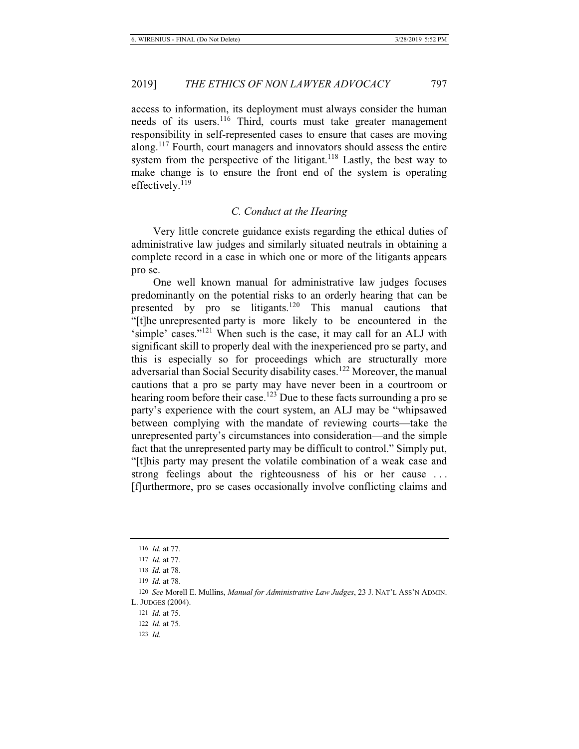access to information, its deployment must always consider the human needs of its users.[116] Third, courts must take greater management responsibility in self-represented cases to ensure that cases are moving along.[117] Fourth, court managers and innovators should assess the entire system from the perspective of the litigant.[118] Lastly, the best way to make change is to ensure the front end of the system is operating effectively.[119]

### *C. Conduct at the Hearing*

Very little concrete guidance exists regarding the ethical duties of administrative law judges and similarly situated neutrals in obtaining a complete record in a case in which one or more of the litigants appears pro se.

One well known manual for administrative law judges focuses predominantly on the potential risks to an orderly hearing that can be presented by pro se litigants.[120] This manual cautions that "[t]he unrepresented party is more likely to be encountered in the 'simple' cases."[121] When such is the case, it may call for an ALJ with significant skill to properly deal with the inexperienced pro se party, and this is especially so for proceedings which are structurally more adversarial than Social Security disability cases.[122] Moreover, the manual cautions that a pro se party may have never been in a courtroom or hearing room before their case.[123] Due to these facts surrounding a pro se party's experience with the court system, an ALJ may be "whipsawed between complying with the mandate of reviewing courts—take the unrepresented party's circumstances into consideration—and the simple fact that the unrepresented party may be difficult to control." Simply put, "[t]his party may present the volatile combination of a weak case and strong feelings about the righteousness of his or her cause . . . [f]urthermore, pro se cases occasionally involve conflicting claims and

---

116 *Id.* at 77.

117 *Id.* at 77.

118 *Id.* at 78.

119 *Id.* at 78.

120 *See* Morell E. Mullins, *Manual for Administrative Law Judges*, 23 J. NAT'L ASS'N ADMIN. L. JUDGES (2004).

121 *Id.* at 75.

122 *Id.* at 75.

123 *Id.*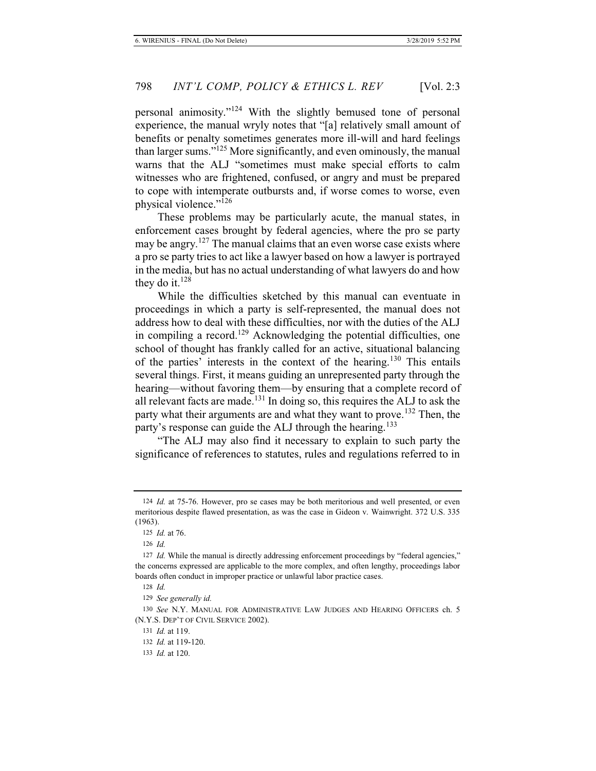personal animosity."[124] With the slightly bemused tone of personal experience, the manual wryly notes that "[a] relatively small amount of benefits or penalty sometimes generates more ill-will and hard feelings than larger sums."[125] More significantly, and even ominously, the manual warns that the ALJ "sometimes must make special efforts to calm witnesses who are frightened, confused, or angry and must be prepared to cope with intemperate outbursts and, if worse comes to worse, even physical violence."[126]

These problems may be particularly acute, the manual states, in enforcement cases brought by federal agencies, where the pro se party may be angry.[127] The manual claims that an even worse case exists where a pro se party tries to act like a lawyer based on how a lawyer is portrayed in the media, but has no actual understanding of what lawyers do and how they do it.[128]

While the difficulties sketched by this manual can eventuate in proceedings in which a party is self-represented, the manual does not address how to deal with these difficulties, nor with the duties of the ALJ in compiling a record.[129] Acknowledging the potential difficulties, one school of thought has frankly called for an active, situational balancing of the parties' interests in the context of the hearing.[130] This entails several things. First, it means guiding an unrepresented party through the hearing—without favoring them—by ensuring that a complete record of all relevant facts are made.[131] In doing so, this requires the ALJ to ask the party what their arguments are and what they want to prove.[132] Then, the party's response can guide the ALJ through the hearing.[133]

"The ALJ may also find it necessary to explain to such party the significance of references to statutes, rules and regulations referred to in

---

124 *Id.* at 75-76. However, pro se cases may be both meritorious and well presented, or even meritorious despite flawed presentation, as was the case in Gideon v. Wainwright. 372 U.S. 335 (1963).

125 *Id.* at 76.

126 *Id.*

127 *Id.* While the manual is directly addressing enforcement proceedings by "federal agencies," the concerns expressed are applicable to the more complex, and often lengthy, proceedings labor boards often conduct in improper practice or unlawful labor practice cases.

128 *Id.*

129 *See generally id.*

130 *See* N.Y. MANUAL FOR ADMINISTRATIVE LAW JUDGES AND HEARING OFFICERS ch. 5 (N.Y.S. DEP'T OF CIVIL SERVICE 2002).

131 *Id.* at 119.

132 *Id.* at 119-120.

133 *Id.* at 120.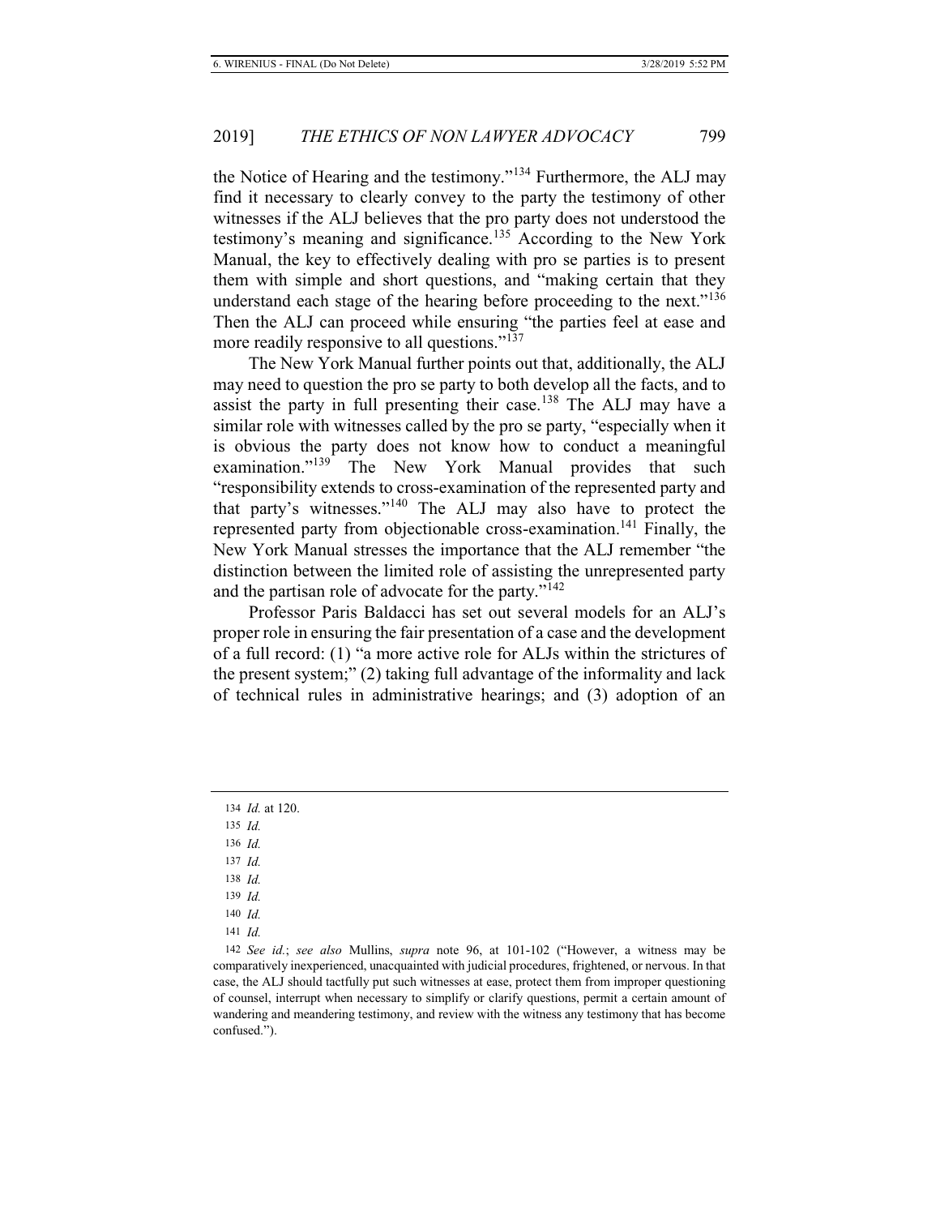the Notice of Hearing and the testimony."[134] Furthermore, the ALJ may find it necessary to clearly convey to the party the testimony of other witnesses if the ALJ believes that the pro party does not understood the testimony's meaning and significance.[135] According to the New York Manual, the key to effectively dealing with pro se parties is to present them with simple and short questions, and "making certain that they understand each stage of the hearing before proceeding to the next."[136] Then the ALJ can proceed while ensuring "the parties feel at ease and more readily responsive to all questions."[137]

The New York Manual further points out that, additionally, the ALJ may need to question the pro se party to both develop all the facts, and to assist the party in full presenting their case.[138] The ALJ may have a similar role with witnesses called by the pro se party, "especially when it is obvious the party does not know how to conduct a meaningful examination."[139] The New York Manual provides that such "responsibility extends to cross-examination of the represented party and that party's witnesses."[140] The ALJ may also have to protect the represented party from objectionable cross-examination.[141] Finally, the New York Manual stresses the importance that the ALJ remember "the distinction between the limited role of assisting the unrepresented party and the partisan role of advocate for the party."[142]

Professor Paris Baldacci has set out several models for an ALJ's proper role in ensuring the fair presentation of a case and the development of a full record: (1) "a more active role for ALJs within the strictures of the present system;" (2) taking full advantage of the informality and lack of technical rules in administrative hearings; and (3) adoption of an

---

134 *Id.* at 120.

135 *Id.*

136 *Id.*

137 *Id.*

138 *Id.*

139 *Id.*

140 *Id.*

141 *Id.*

142 *See id.*; *see also* Mullins, *supra* note 96, at 101-102 ("However, a witness may be comparatively inexperienced, unacquainted with judicial procedures, frightened, or nervous. In that case, the ALJ should tactfully put such witnesses at ease, protect them from improper questioning of counsel, interrupt when necessary to simplify or clarify questions, permit a certain amount of wandering and meandering testimony, and review with the witness any testimony that has become confused.").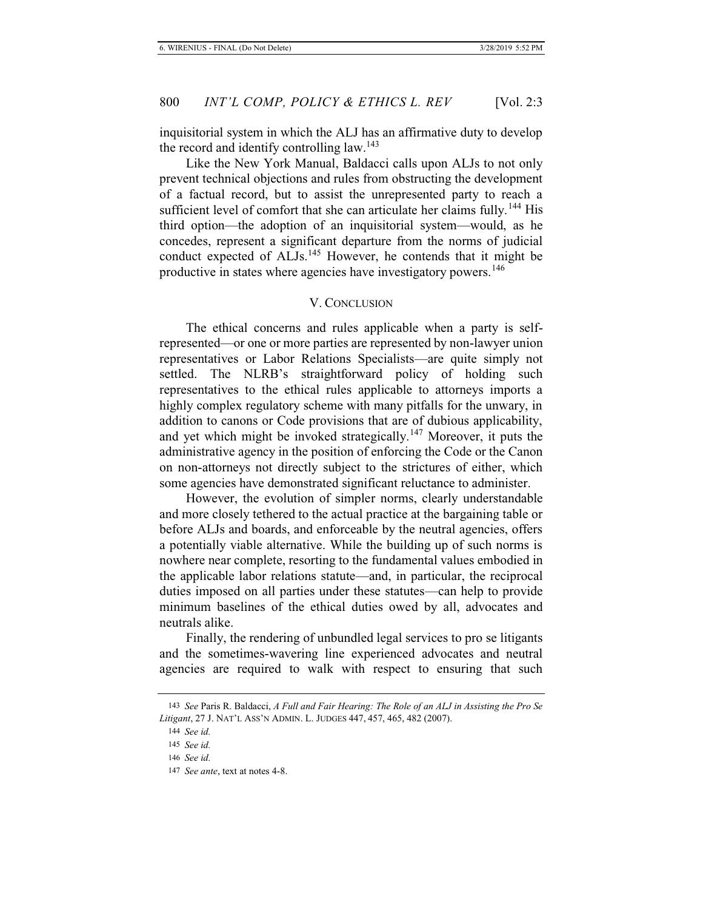inquisitorial system in which the ALJ has an affirmative duty to develop the record and identify controlling law.[143]

Like the New York Manual, Baldacci calls upon ALJs to not only prevent technical objections and rules from obstructing the development of a factual record, but to assist the unrepresented party to reach a sufficient level of comfort that she can articulate her claims fully.[144] His third option—the adoption of an inquisitorial system—would, as he concedes, represent a significant departure from the norms of judicial conduct expected of ALJs.[145] However, he contends that it might be productive in states where agencies have investigatory powers.[146]

## V. Conclusion

The ethical concerns and rules applicable when a party is self-represented—or one or more parties are represented by non-lawyer union representatives or Labor Relations Specialists—are quite simply not settled. The NLRB's straightforward policy of holding such representatives to the ethical rules applicable to attorneys imports a highly complex regulatory scheme with many pitfalls for the unwary, in addition to canons or Code provisions that are of dubious applicability, and yet which might be invoked strategically.[147] Moreover, it puts the administrative agency in the position of enforcing the Code or the Canon on non-attorneys not directly subject to the strictures of either, which some agencies have demonstrated significant reluctance to administer.

However, the evolution of simpler norms, clearly understandable and more closely tethered to the actual practice at the bargaining table or before ALJs and boards, and enforceable by the neutral agencies, offers a potentially viable alternative. While the building up of such norms is nowhere near complete, resorting to the fundamental values embodied in the applicable labor relations statute—and, in particular, the reciprocal duties imposed on all parties under these statutes—can help to provide minimum baselines of the ethical duties owed by all, advocates and neutrals alike.

Finally, the rendering of unbundled legal services to pro se litigants and the sometimes-wavering line experienced advocates and neutral agencies are required to walk with respect to ensuring that such

---

143 *See* Paris R. Baldacci, *A Full and Fair Hearing: The Role of an ALJ in Assisting the Pro Se Litigant*, 27 J. Nat'l Ass'n Admin. L. Judges 447, 457, 465, 482 (2007).

144 *See id.*

145 *See id.*

146 *See id.*

147 *See ante*, text at notes 4-8.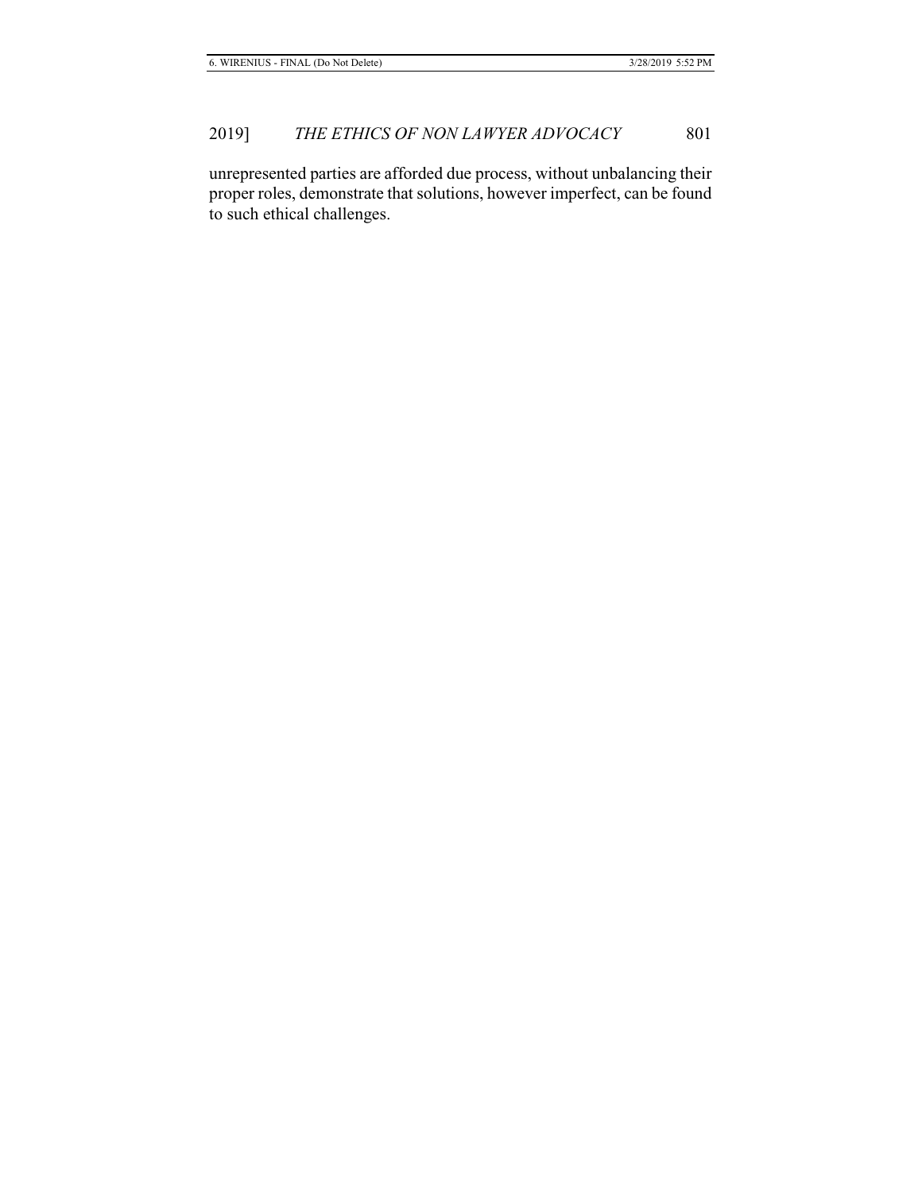unrepresented parties are afforded due process, without unbalancing their proper roles, demonstrate that solutions, however imperfect, can be found to such ethical challenges.